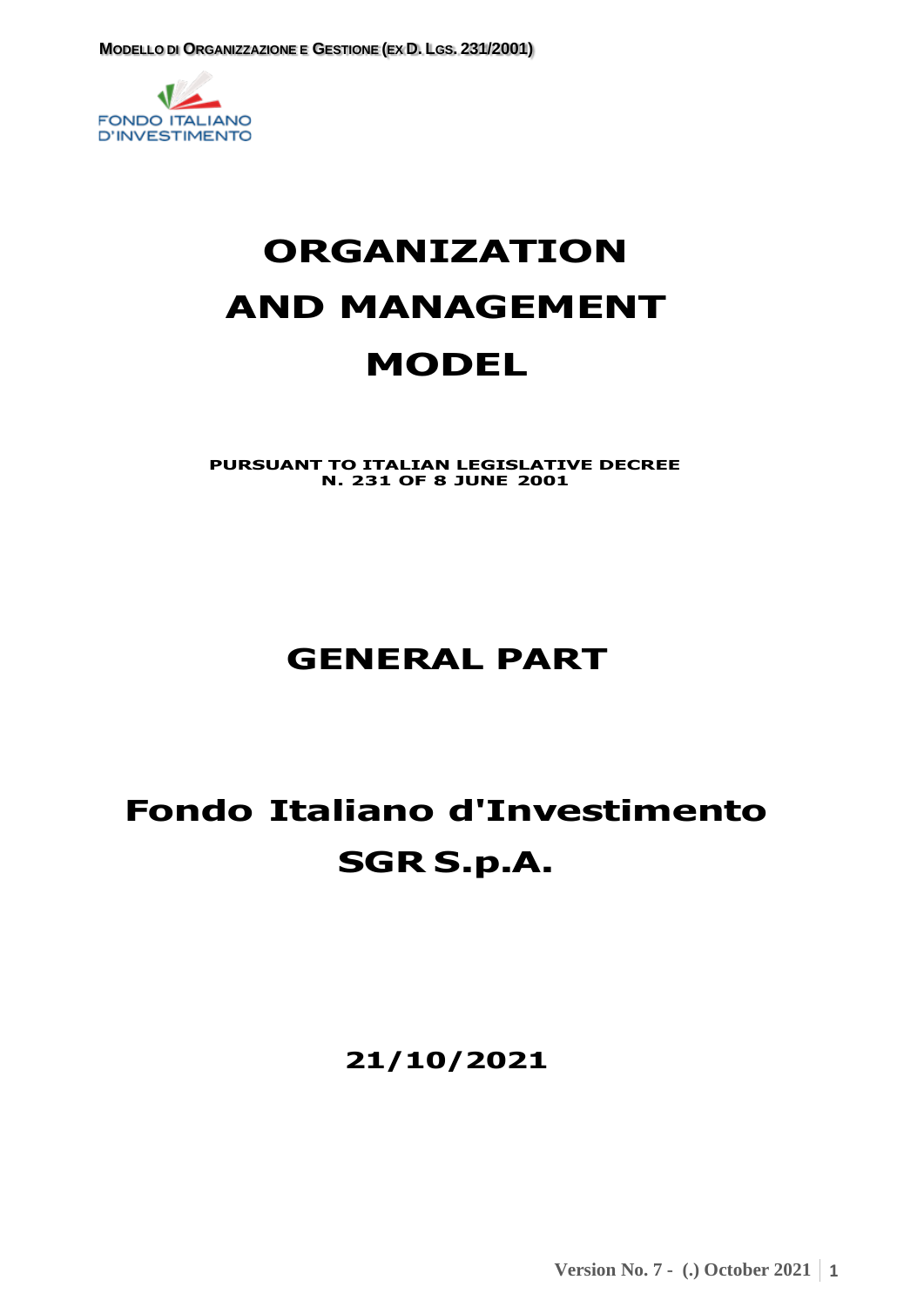FONDO ITALIANO D'INVESTIMENTO

# ORGANIZATION AND MANAGEMENT MODEL

**PURSUANT TO ITALIAN LEGISLATIVE DECREE N. 231 OF 8 JUNE 2001**

# GENERAL PART

# Fondo Italiano d'Investimento SGR S.p.A.

**21/10/2021**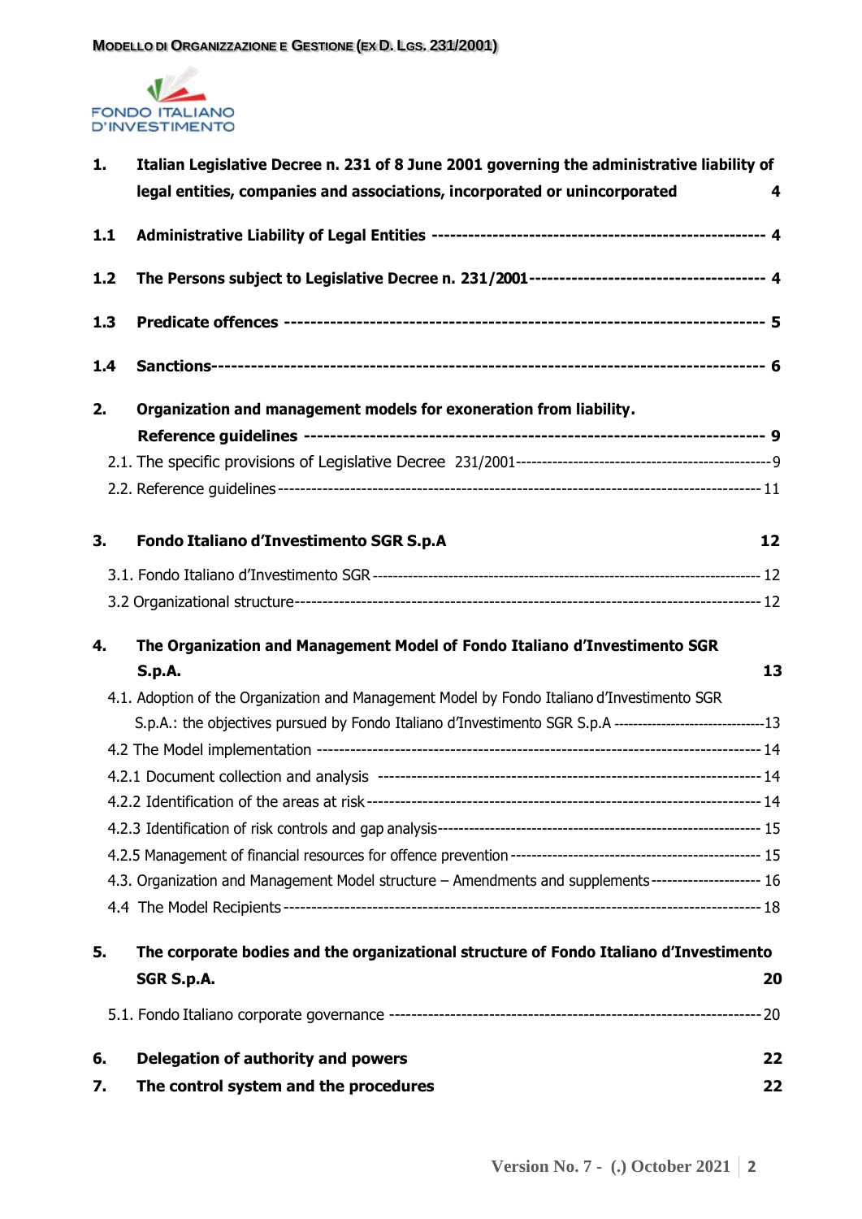| | | |
|---|---|---|
| **1.** | **Italian Legislative Decree n. 231 of 8 June 2001 governing the administrative liability of legal entities, companies and associations, incorporated or unincorporated** | **4** |
| **1.1** | **Administrative Liability of Legal Entities** | **4** |
| **1.2** | **The Persons subject to Legislative Decree n. 231/2001** | **4** |
| **1.3** | **Predicate offences** | **5** |
| **1.4** | **Sanctions** | **6** |
| **2.** | **Organization and management models for exoneration from liability. Reference guidelines** | **9** |
| | 2.1. The specific provisions of Legislative Decree 231/2001 | 9 |
| | 2.2. Reference guidelines | 11 |
| **3.** | **Fondo Italiano d'Investimento SGR S.p.A** | **12** |
| | 3.1. Fondo Italiano d'Investimento SGR | 12 |
| | 3.2 Organizational structure | 12 |
| **4.** | **The Organization and Management Model of Fondo Italiano d'Investimento SGR S.p.A.** | **13** |
| | 4.1. Adoption of the Organization and Management Model by Fondo Italiano d'Investimento SGR S.p.A.: the objectives pursued by Fondo Italiano d'Investimento SGR S.p.A | 13 |
| | 4.2 The Model implementation | 14 |
| | 4.2.1 Document collection and analysis | 14 |
| | 4.2.2 Identification of the areas at risk | 14 |
| | 4.2.3 Identification of risk controls and gap analysis | 15 |
| | 4.2.5 Management of financial resources for offence prevention | 15 |
| | 4.3. Organization and Management Model structure – Amendments and supplements | 16 |
| | 4.4 The Model Recipients | 18 |
| **5.** | **The corporate bodies and the organizational structure of Fondo Italiano d'Investimento SGR S.p.A.** | **20** |
| | 5.1. Fondo Italiano corporate governance | 20 |
| **6.** | **Delegation of authority and powers** | **22** |
| **7.** | **The control system and the procedures** | **22** |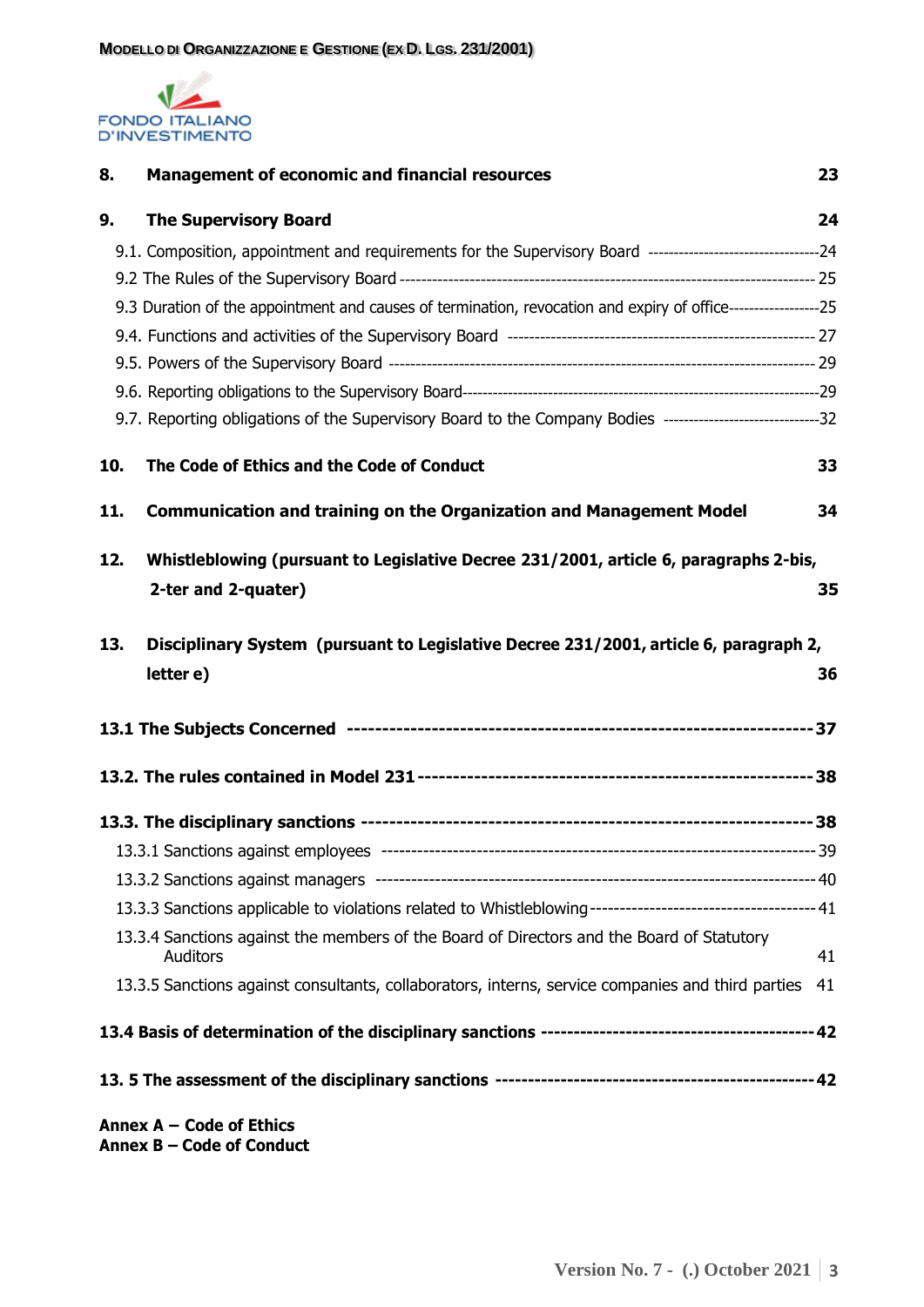**8. Management of economic and financial resources** 23

**9. The Supervisory Board** 24

9.1. Composition, appointment and requirements for the Supervisory Board ----------------------------------24

9.2 The Rules of the Supervisory Board ---------------------------------------------------------------------------- 25

9.3 Duration of the appointment and causes of termination, revocation and expiry of office------------------25

9.4. Functions and activities of the Supervisory Board ---------------------------------------------------------- 27

9.5. Powers of the Supervisory Board ----------------------------------------------------------------------------- 29

9.6. Reporting obligations to the Supervisory Board----------------------------------------------------------------29

9.7. Reporting obligations of the Supervisory Board to the Company Bodies -------------------------------32

**10. The Code of Ethics and the Code of Conduct** 33

**11. Communication and training on the Organization and Management Model** 34

**12. Whistleblowing (pursuant to Legislative Decree 231/2001, article 6, paragraphs 2-bis, 2-ter and 2-quater)** 35

**13. Disciplinary System (pursuant to Legislative Decree 231/2001, article 6, paragraph 2, letter e)** 36

**13.1 The Subjects Concerned -----------------------------------------------------------------37**

**13.2. The rules contained in Model 231 ----------------------------------------------------38**

**13.3. The disciplinary sanctions ---------------------------------------------------------------38**

13.3.1 Sanctions against employees ------------------------------------------------------------------------39

13.3.2 Sanctions against managers ------------------------------------------------------------------------40

13.3.3 Sanctions applicable to violations related to Whistleblowing--------------------------------------41

13.3.4 Sanctions against the members of the Board of Directors and the Board of Statutory Auditors 41

13.3.5 Sanctions against consultants, collaborators, interns, service companies and third parties 41

**13.4 Basis of determination of the disciplinary sanctions ----------------------------------42**

**13. 5 The assessment of the disciplinary sanctions ---------------------------------------42**

**Annex A – Code of Ethics**
**Annex B – Code of Conduct**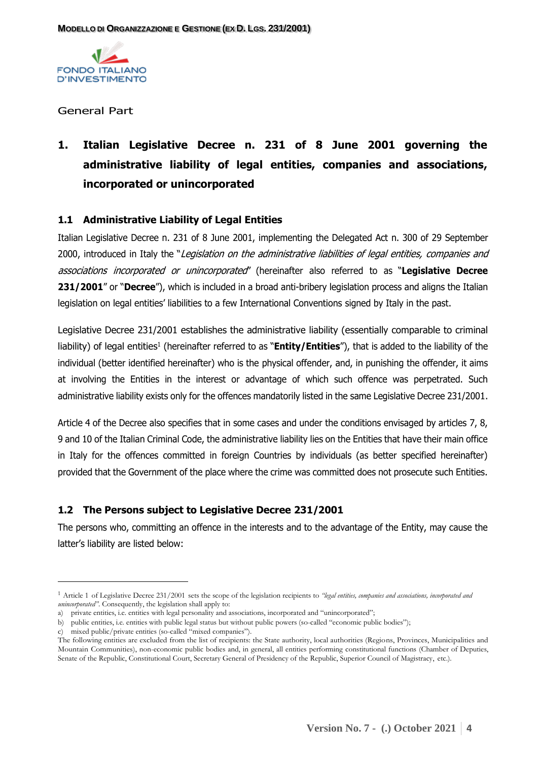General Part

# 1. Italian Legislative Decree n. 231 of 8 June 2001 governing the administrative liability of legal entities, companies and associations, incorporated or unincorporated

## 1.1 Administrative Liability of Legal Entities

Italian Legislative Decree n. 231 of 8 June 2001, implementing the Delegated Act n. 300 of 29 September 2000, introduced in Italy the "*Legislation on the administrative liabilities of legal entities, companies and associations incorporated or unincorporated*" (hereinafter also referred to as "**Legislative Decree 231/2001**" or "**Decree**"), which is included in a broad anti-bribery legislation process and aligns the Italian legislation on legal entities' liabilities to a few International Conventions signed by Italy in the past.

Legislative Decree 231/2001 establishes the administrative liability (essentially comparable to criminal liability) of legal entities[1] (hereinafter referred to as "**Entity/Entities**"), that is added to the liability of the individual (better identified hereinafter) who is the physical offender, and, in punishing the offender, it aims at involving the Entities in the interest or advantage of which such offence was perpetrated. Such administrative liability exists only for the offences mandatorily listed in the same Legislative Decree 231/2001.

Article 4 of the Decree also specifies that in some cases and under the conditions envisaged by articles 7, 8, 9 and 10 of the Italian Criminal Code, the administrative liability lies on the Entities that have their main office in Italy for the offences committed in foreign Countries by individuals (as better specified hereinafter) provided that the Government of the place where the crime was committed does not prosecute such Entities.

## 1.2 The Persons subject to Legislative Decree 231/2001

The persons who, committing an offence in the interests and to the advantage of the Entity, may cause the latter's liability are listed below:

---

[1] Article 1 of Legislative Decree 231/2001 sets the scope of the legislation recipients to *"legal entities, companies and associations, incorporated and unincorporated"*. Consequently, the legislation shall apply to:

a) private entities, i.e. entities with legal personality and associations, incorporated and "unincorporated";

b) public entities, i.e. entities with public legal status but without public powers (so-called "economic public bodies");

c) mixed public/private entities (so-called "mixed companies").

The following entities are excluded from the list of recipients: the State authority, local authorities (Regions, Provinces, Municipalities and Mountain Communities), non-economic public bodies and, in general, all entities performing constitutional functions (Chamber of Deputies, Senate of the Republic, Constitutional Court, Secretary General of Presidency of the Republic, Superior Council of Magistracy, etc.).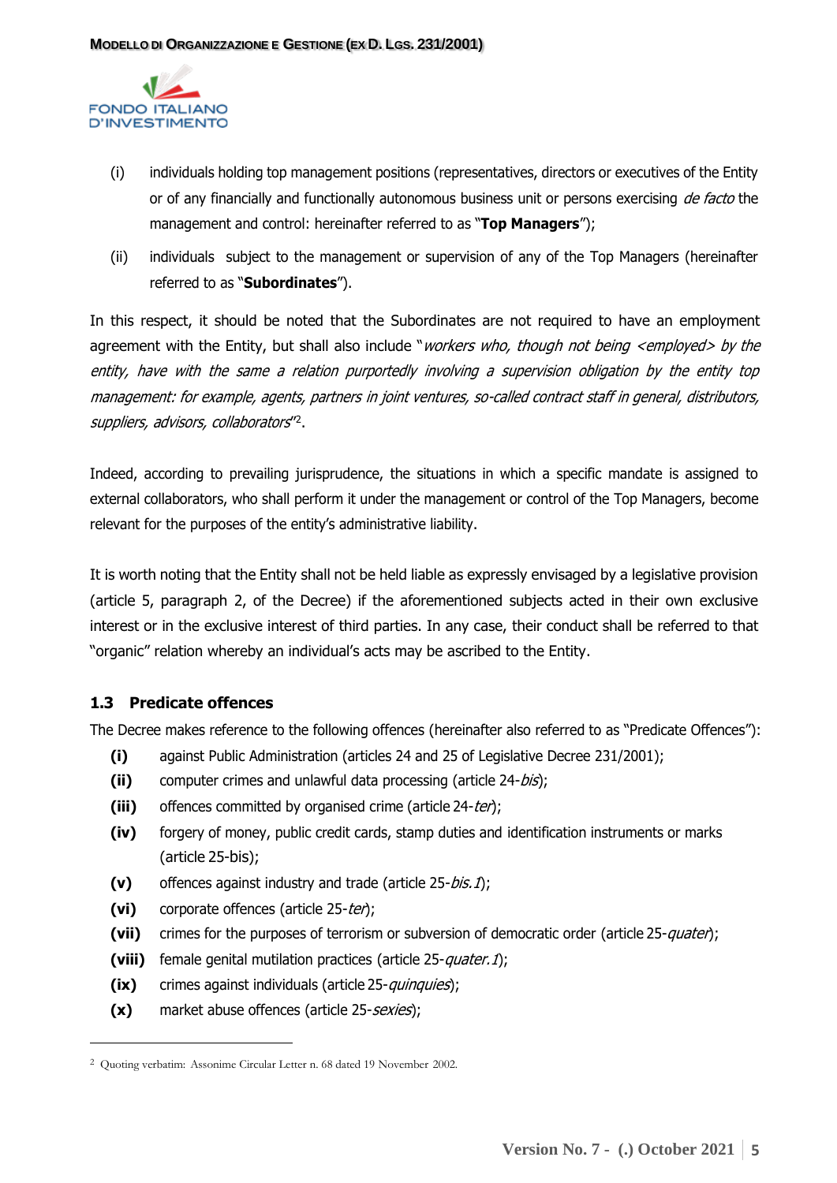(i) individuals holding top management positions (representatives, directors or executives of the Entity or of any financially and functionally autonomous business unit or persons exercising *de facto* the management and control: hereinafter referred to as "**Top Managers**");

(ii) individuals subject to the management or supervision of any of the Top Managers (hereinafter referred to as "**Subordinates**").

In this respect, it should be noted that the Subordinates are not required to have an employment agreement with the Entity, but shall also include "*workers who, though not being <employed> by the entity, have with the same a relation purportedly involving a supervision obligation by the entity top management: for example, agents, partners in joint ventures, so-called contract staff in general, distributors, suppliers, advisors, collaborators*"[2].

Indeed, according to prevailing jurisprudence, the situations in which a specific mandate is assigned to external collaborators, who shall perform it under the management or control of the Top Managers, become relevant for the purposes of the entity's administrative liability.

It is worth noting that the Entity shall not be held liable as expressly envisaged by a legislative provision (article 5, paragraph 2, of the Decree) if the aforementioned subjects acted in their own exclusive interest or in the exclusive interest of third parties. In any case, their conduct shall be referred to that "organic" relation whereby an individual's acts may be ascribed to the Entity.

### 1.3 Predicate offences

The Decree makes reference to the following offences (hereinafter also referred to as "Predicate Offences"):

- **(i)** against Public Administration (articles 24 and 25 of Legislative Decree 231/2001);
- **(ii)** computer crimes and unlawful data processing (article 24-*bis*);
- **(iii)** offences committed by organised crime (article 24-*ter*);
- **(iv)** forgery of money, public credit cards, stamp duties and identification instruments or marks (article 25-bis);
- **(v)** offences against industry and trade (article 25-*bis.1*);
- **(vi)** corporate offences (article 25-*ter*);
- **(vii)** crimes for the purposes of terrorism or subversion of democratic order (article 25-*quater*);
- **(viii)** female genital mutilation practices (article 25-*quater.1*);
- **(ix)** crimes against individuals (article 25-*quinquies*);
- **(x)** market abuse offences (article 25-*sexies*);

---

[2] Quoting verbatim: Assonime Circular Letter n. 68 dated 19 November 2002.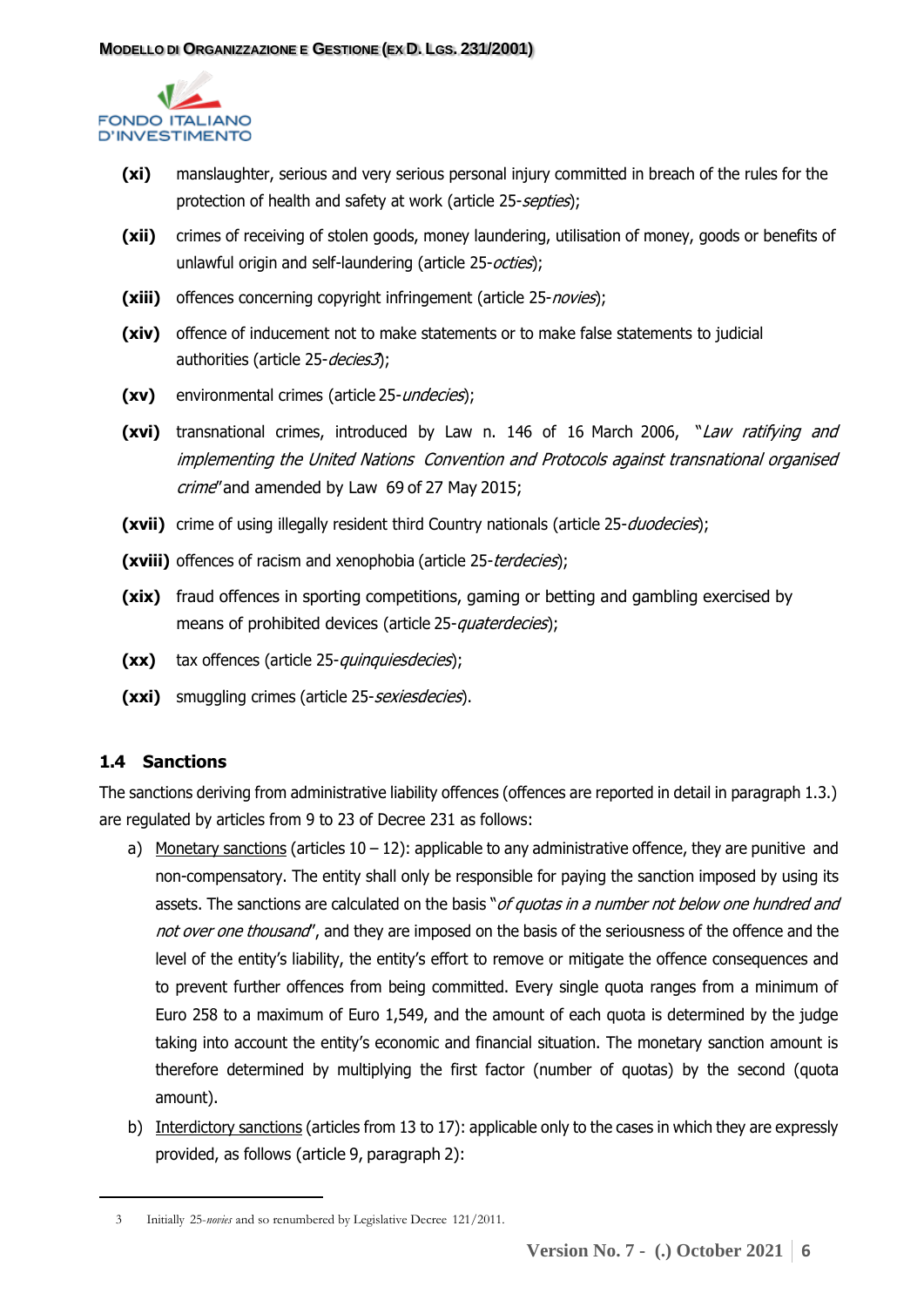**(xi)** manslaughter, serious and very serious personal injury committed in breach of the rules for the protection of health and safety at work (article 25-*septies*);

**(xii)** crimes of receiving of stolen goods, money laundering, utilisation of money, goods or benefits of unlawful origin and self-laundering (article 25-*octies*);

**(xiii)** offences concerning copyright infringement (article 25-*novies*);

**(xiv)** offence of inducement not to make statements or to make false statements to judicial authorities (article 25-*decies*[3]);

**(xv)** environmental crimes (article 25-*undecies*);

**(xvi)** transnational crimes, introduced by Law n. 146 of 16 March 2006, "*Law ratifying and implementing the United Nations Convention and Protocols against transnational organised crime*" and amended by Law 69 of 27 May 2015;

**(xvii)** crime of using illegally resident third Country nationals (article 25-*duodecies*);

**(xviii)** offences of racism and xenophobia (article 25-*terdecies*);

**(xix)** fraud offences in sporting competitions, gaming or betting and gambling exercised by means of prohibited devices (article 25-*quaterdecies*);

**(xx)** tax offences (article 25-*quinquiesdecies*);

**(xxi)** smuggling crimes (article 25-*sexiesdecies*).

### 1.4 Sanctions

The sanctions deriving from administrative liability offences (offences are reported in detail in paragraph 1.3.) are regulated by articles from 9 to 23 of Decree 231 as follows:

a) Monetary sanctions (articles 10 – 12): applicable to any administrative offence, they are punitive and non-compensatory. The entity shall only be responsible for paying the sanction imposed by using its assets. The sanctions are calculated on the basis "*of quotas in a number not below one hundred and not over one thousand*", and they are imposed on the basis of the seriousness of the offence and the level of the entity's liability, the entity's effort to remove or mitigate the offence consequences and to prevent further offences from being committed. Every single quota ranges from a minimum of Euro 258 to a maximum of Euro 1,549, and the amount of each quota is determined by the judge taking into account the entity's economic and financial situation. The monetary sanction amount is therefore determined by multiplying the first factor (number of quotas) by the second (quota amount).

b) Interdictory sanctions (articles from 13 to 17): applicable only to the cases in which they are expressly provided, as follows (article 9, paragraph 2):

---

[3] Initially 25-*novies* and so renumbered by Legislative Decree 121/2011.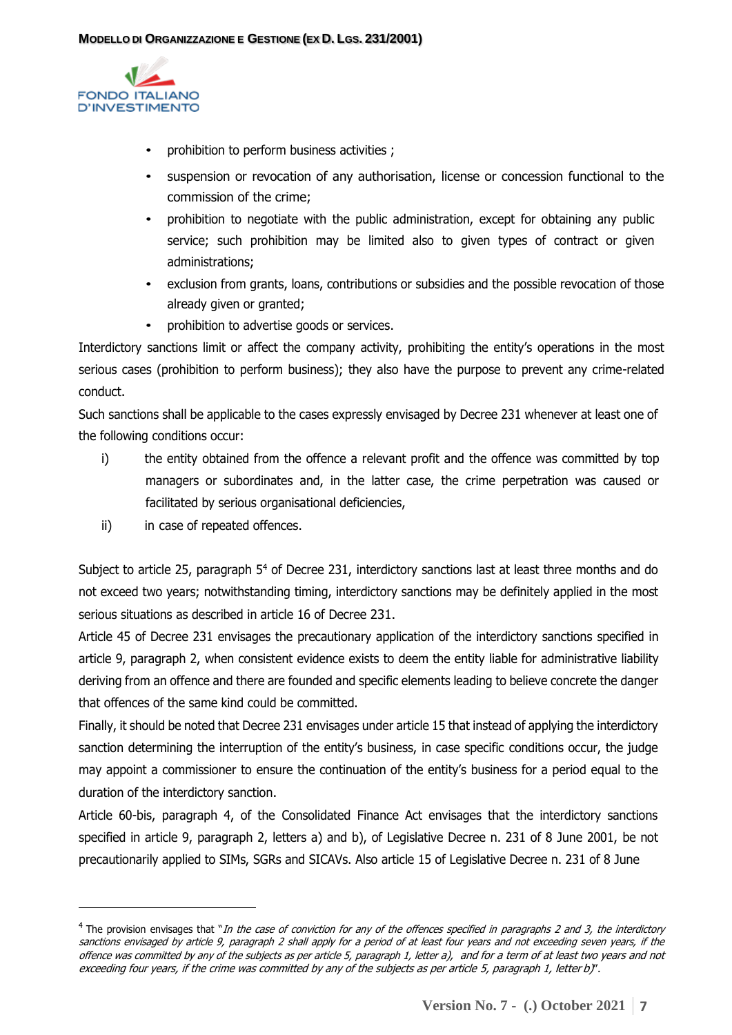- prohibition to perform business activities ;
- suspension or revocation of any authorisation, license or concession functional to the commission of the crime;
- prohibition to negotiate with the public administration, except for obtaining any public service; such prohibition may be limited also to given types of contract or given administrations;
- exclusion from grants, loans, contributions or subsidies and the possible revocation of those already given or granted;
- prohibition to advertise goods or services.

Interdictory sanctions limit or affect the company activity, prohibiting the entity's operations in the most serious cases (prohibition to perform business); they also have the purpose to prevent any crime-related conduct.

Such sanctions shall be applicable to the cases expressly envisaged by Decree 231 whenever at least one of the following conditions occur:

i) the entity obtained from the offence a relevant profit and the offence was committed by top managers or subordinates and, in the latter case, the crime perpetration was caused or facilitated by serious organisational deficiencies,

ii) in case of repeated offences.

Subject to article 25, paragraph 5[4] of Decree 231, interdictory sanctions last at least three months and do not exceed two years; notwithstanding timing, interdictory sanctions may be definitely applied in the most serious situations as described in article 16 of Decree 231.

Article 45 of Decree 231 envisages the precautionary application of the interdictory sanctions specified in article 9, paragraph 2, when consistent evidence exists to deem the entity liable for administrative liability deriving from an offence and there are founded and specific elements leading to believe concrete the danger that offences of the same kind could be committed.

Finally, it should be noted that Decree 231 envisages under article 15 that instead of applying the interdictory sanction determining the interruption of the entity's business, in case specific conditions occur, the judge may appoint a commissioner to ensure the continuation of the entity's business for a period equal to the duration of the interdictory sanction.

Article 60-bis, paragraph 4, of the Consolidated Finance Act envisages that the interdictory sanctions specified in article 9, paragraph 2, letters a) and b), of Legislative Decree n. 231 of 8 June 2001, be not precautionarily applied to SIMs, SGRs and SICAVs. Also article 15 of Legislative Decree n. 231 of 8 June

---

[4] The provision envisages that "*In the case of conviction for any of the offences specified in paragraphs 2 and 3, the interdictory sanctions envisaged by article 9, paragraph 2 shall apply for a period of at least four years and not exceeding seven years, if the offence was committed by any of the subjects as per article 5, paragraph 1, letter a), and for a term of at least two years and not exceeding four years, if the crime was committed by any of the subjects as per article 5, paragraph 1, letter b)*".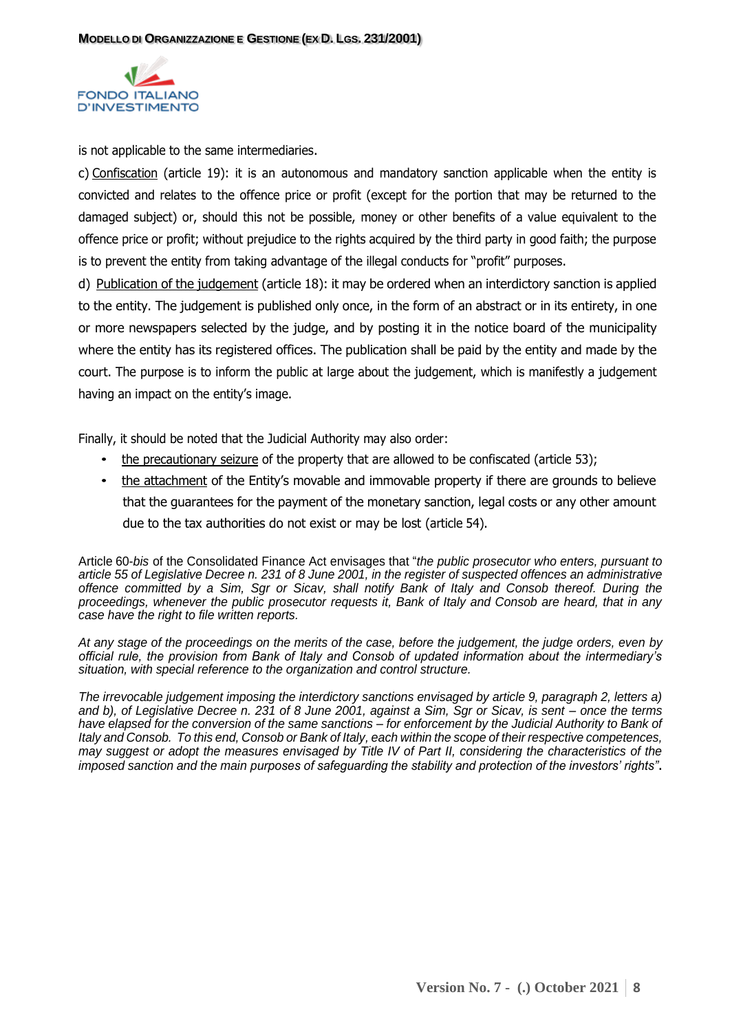is not applicable to the same intermediaries.

c) Confiscation (article 19): it is an autonomous and mandatory sanction applicable when the entity is convicted and relates to the offence price or profit (except for the portion that may be returned to the damaged subject) or, should this not be possible, money or other benefits of a value equivalent to the offence price or profit; without prejudice to the rights acquired by the third party in good faith; the purpose is to prevent the entity from taking advantage of the illegal conducts for "profit" purposes.

d) Publication of the judgement (article 18): it may be ordered when an interdictory sanction is applied to the entity. The judgement is published only once, in the form of an abstract or in its entirety, in one or more newspapers selected by the judge, and by posting it in the notice board of the municipality where the entity has its registered offices. The publication shall be paid by the entity and made by the court. The purpose is to inform the public at large about the judgement, which is manifestly a judgement having an impact on the entity's image.

Finally, it should be noted that the Judicial Authority may also order:

- the precautionary seizure of the property that are allowed to be confiscated (article 53);
- the attachment of the Entity's movable and immovable property if there are grounds to believe that the guarantees for the payment of the monetary sanction, legal costs or any other amount due to the tax authorities do not exist or may be lost (article 54).

Article 60-*bis* of the Consolidated Finance Act envisages that "*the public prosecutor who enters, pursuant to article 55 of Legislative Decree n. 231 of 8 June 2001, in the register of suspected offences an administrative offence committed by a Sim, Sgr or Sicav, shall notify Bank of Italy and Consob thereof. During the proceedings, whenever the public prosecutor requests it, Bank of Italy and Consob are heard, that in any case have the right to file written reports.*

*At any stage of the proceedings on the merits of the case, before the judgement, the judge orders, even by official rule, the provision from Bank of Italy and Consob of updated information about the intermediary's situation, with special reference to the organization and control structure.*

*The irrevocable judgement imposing the interdictory sanctions envisaged by article 9, paragraph 2, letters a) and b), of Legislative Decree n. 231 of 8 June 2001, against a Sim, Sgr or Sicav, is sent – once the terms have elapsed for the conversion of the same sanctions – for enforcement by the Judicial Authority to Bank of Italy and Consob. To this end, Consob or Bank of Italy, each within the scope of their respective competences, may suggest or adopt the measures envisaged by Title IV of Part II, considering the characteristics of the imposed sanction and the main purposes of safeguarding the stability and protection of the investors' rights*".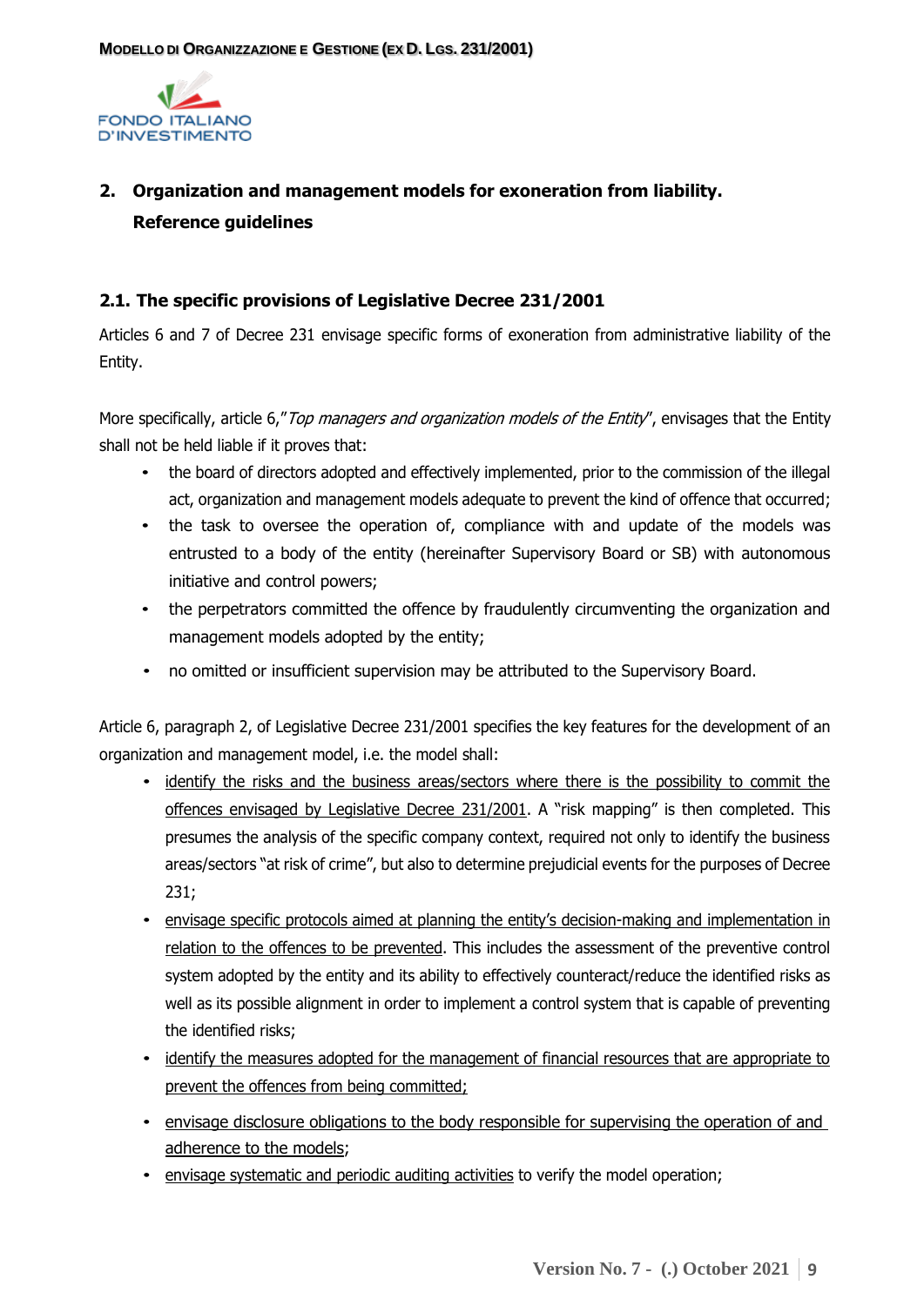## 2. Organization and management models for exoneration from liability. Reference guidelines

### 2.1. The specific provisions of Legislative Decree 231/2001

Articles 6 and 7 of Decree 231 envisage specific forms of exoneration from administrative liability of the Entity.

More specifically, article 6,"*Top managers and organization models of the Entity*", envisages that the Entity shall not be held liable if it proves that:

- the board of directors adopted and effectively implemented, prior to the commission of the illegal act, organization and management models adequate to prevent the kind of offence that occurred;
- the task to oversee the operation of, compliance with and update of the models was entrusted to a body of the entity (hereinafter Supervisory Board or SB) with autonomous initiative and control powers;
- the perpetrators committed the offence by fraudulently circumventing the organization and management models adopted by the entity;
- no omitted or insufficient supervision may be attributed to the Supervisory Board.

Article 6, paragraph 2, of Legislative Decree 231/2001 specifies the key features for the development of an organization and management model, i.e. the model shall:

- <u>identify the risks and the business areas/sectors where there is the possibility to commit the offences envisaged by Legislative Decree 231/2001</u>. A "risk mapping" is then completed. This presumes the analysis of the specific company context, required not only to identify the business areas/sectors "at risk of crime", but also to determine prejudicial events for the purposes of Decree 231;
- <u>envisage specific protocols aimed at planning the entity's decision-making and implementation in relation to the offences to be prevented</u>. This includes the assessment of the preventive control system adopted by the entity and its ability to effectively counteract/reduce the identified risks as well as its possible alignment in order to implement a control system that is capable of preventing the identified risks;
- <u>identify the measures adopted for the management of financial resources that are appropriate to prevent the offences from being committed;</u>
- <u>envisage disclosure obligations to the body responsible for supervising the operation of and adherence to the models</u>;
- <u>envisage systematic and periodic auditing activities</u> to verify the model operation;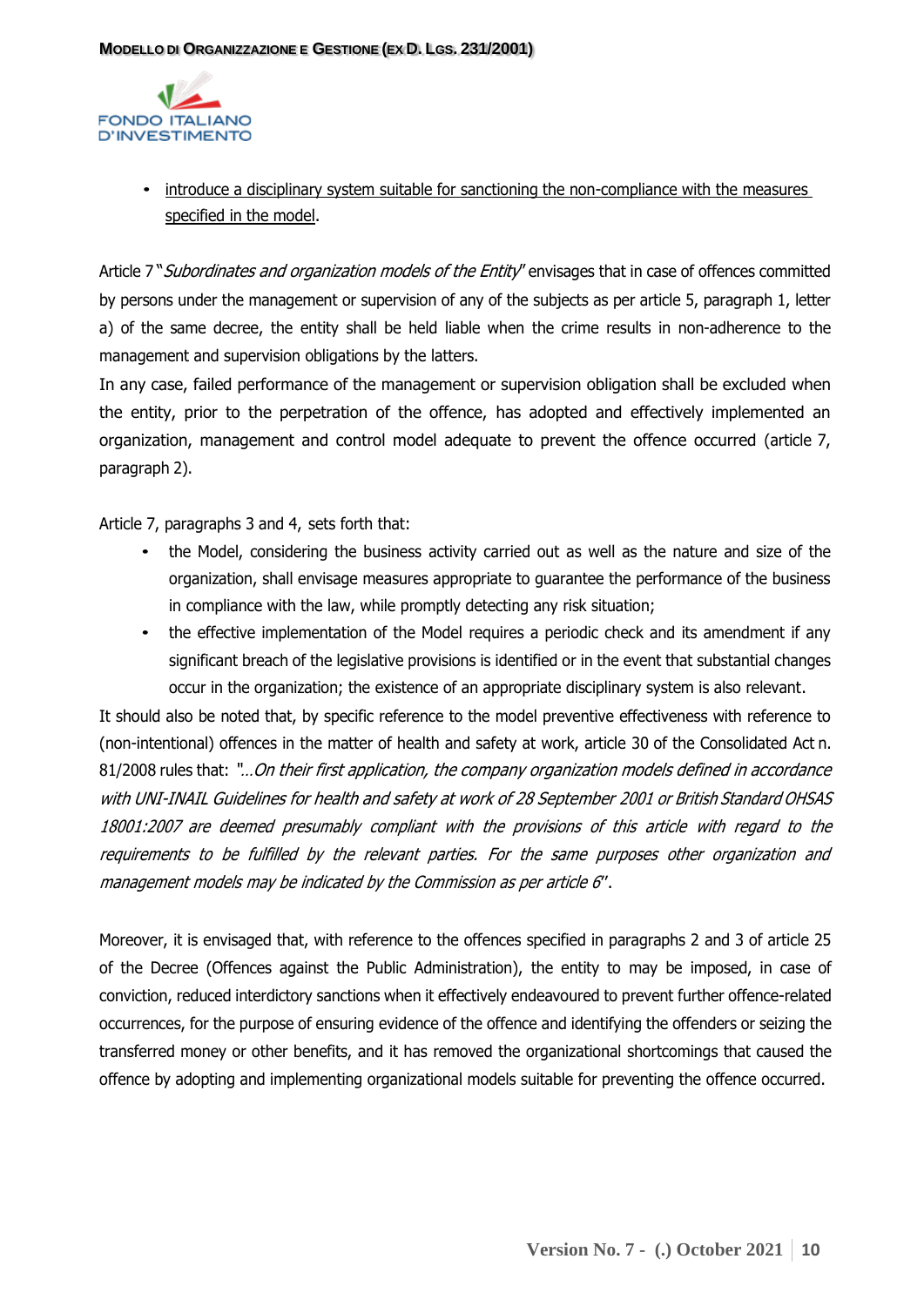- introduce a disciplinary system suitable for sanctioning the non-compliance with the measures specified in the model.

Article 7 "*Subordinates and organization models of the Entity*" envisages that in case of offences committed by persons under the management or supervision of any of the subjects as per article 5, paragraph 1, letter a) of the same decree, the entity shall be held liable when the crime results in non-adherence to the management and supervision obligations by the latters.

In any case, failed performance of the management or supervision obligation shall be excluded when the entity, prior to the perpetration of the offence, has adopted and effectively implemented an organization, management and control model adequate to prevent the offence occurred (article 7, paragraph 2).

Article 7, paragraphs 3 and 4, sets forth that:

- the Model, considering the business activity carried out as well as the nature and size of the organization, shall envisage measures appropriate to guarantee the performance of the business in compliance with the law, while promptly detecting any risk situation;
- the effective implementation of the Model requires a periodic check and its amendment if any significant breach of the legislative provisions is identified or in the event that substantial changes occur in the organization; the existence of an appropriate disciplinary system is also relevant.

It should also be noted that, by specific reference to the model preventive effectiveness with reference to (non-intentional) offences in the matter of health and safety at work, article 30 of the Consolidated Act n. 81/2008 rules that: "*…On their first application, the company organization models defined in accordance with UNI-INAIL Guidelines for health and safety at work of 28 September 2001 or British Standard OHSAS 18001:2007 are deemed presumably compliant with the provisions of this article with regard to the requirements to be fulfilled by the relevant parties. For the same purposes other organization and management models may be indicated by the Commission as per article 6*".

Moreover, it is envisaged that, with reference to the offences specified in paragraphs 2 and 3 of article 25 of the Decree (Offences against the Public Administration), the entity to may be imposed, in case of conviction, reduced interdictory sanctions when it effectively endeavoured to prevent further offence-related occurrences, for the purpose of ensuring evidence of the offence and identifying the offenders or seizing the transferred money or other benefits, and it has removed the organizational shortcomings that caused the offence by adopting and implementing organizational models suitable for preventing the offence occurred.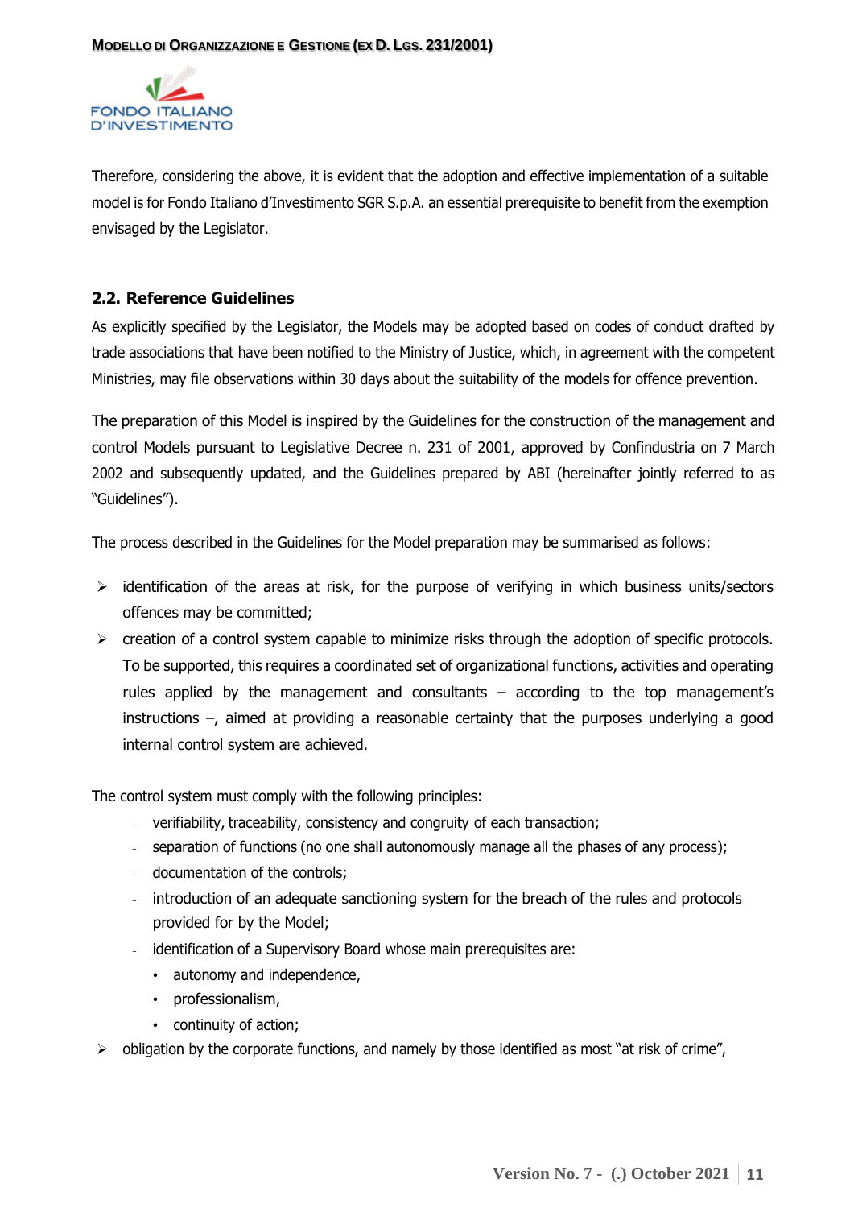Therefore, considering the above, it is evident that the adoption and effective implementation of a suitable model is for Fondo Italiano d'Investimento SGR S.p.A. an essential prerequisite to benefit from the exemption envisaged by the Legislator.

## 2.2. Reference Guidelines

As explicitly specified by the Legislator, the Models may be adopted based on codes of conduct drafted by trade associations that have been notified to the Ministry of Justice, which, in agreement with the competent Ministries, may file observations within 30 days about the suitability of the models for offence prevention.

The preparation of this Model is inspired by the Guidelines for the construction of the management and control Models pursuant to Legislative Decree n. 231 of 2001, approved by Confindustria on 7 March 2002 and subsequently updated, and the Guidelines prepared by ABI (hereinafter jointly referred to as "Guidelines").

The process described in the Guidelines for the Model preparation may be summarised as follows:

- identification of the areas at risk, for the purpose of verifying in which business units/sectors offences may be committed;
- creation of a control system capable to minimize risks through the adoption of specific protocols. To be supported, this requires a coordinated set of organizational functions, activities and operating rules applied by the management and consultants – according to the top management's instructions –, aimed at providing a reasonable certainty that the purposes underlying a good internal control system are achieved.

The control system must comply with the following principles:

- verifiability, traceability, consistency and congruity of each transaction;
- separation of functions (no one shall autonomously manage all the phases of any process);
- documentation of the controls;
- introduction of an adequate sanctioning system for the breach of the rules and protocols provided for by the Model;
- identification of a Supervisory Board whose main prerequisites are:
  - autonomy and independence,
  - professionalism,
  - continuity of action;

- obligation by the corporate functions, and namely by those identified as most "at risk of crime",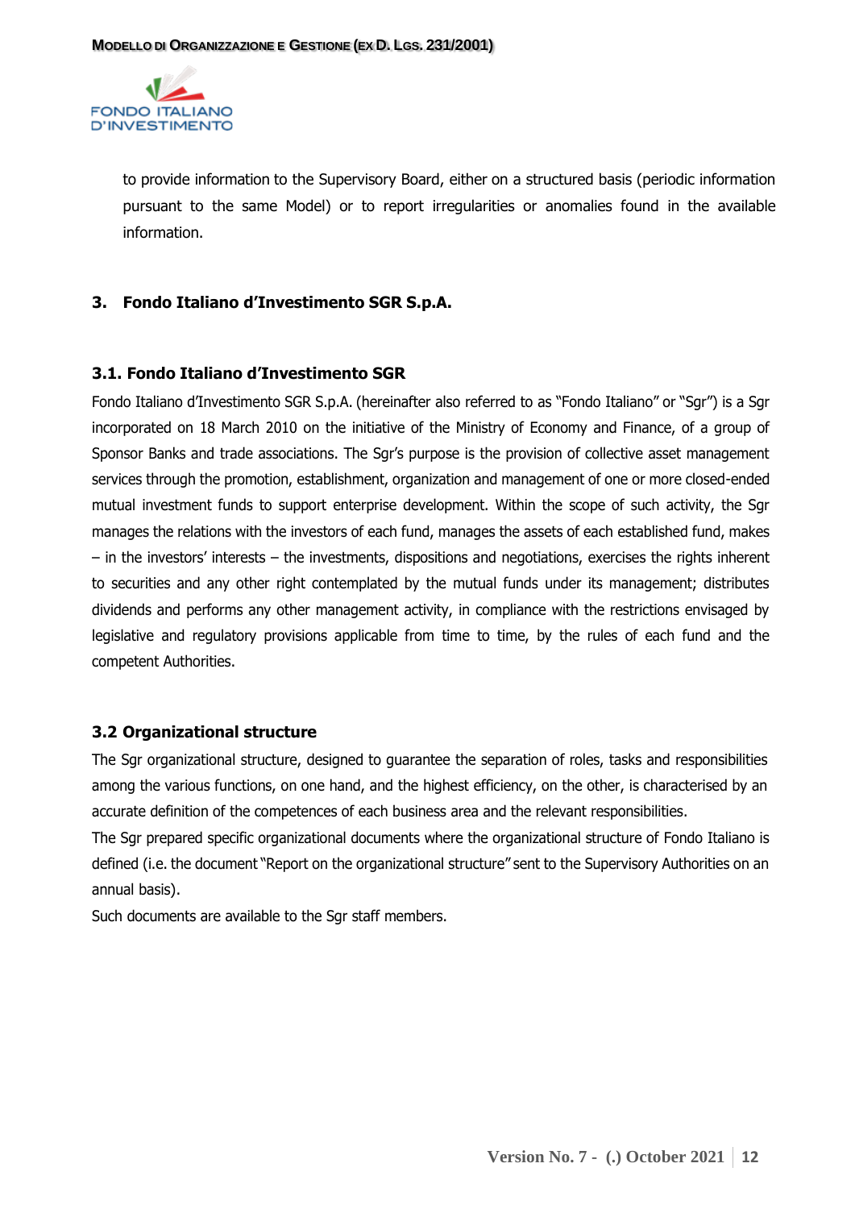to provide information to the Supervisory Board, either on a structured basis (periodic information pursuant to the same Model) or to report irregularities or anomalies found in the available information.

## 3. Fondo Italiano d'Investimento SGR S.p.A.

### 3.1. Fondo Italiano d'Investimento SGR

Fondo Italiano d'Investimento SGR S.p.A. (hereinafter also referred to as "Fondo Italiano" or "Sgr") is a Sgr incorporated on 18 March 2010 on the initiative of the Ministry of Economy and Finance, of a group of Sponsor Banks and trade associations. The Sgr's purpose is the provision of collective asset management services through the promotion, establishment, organization and management of one or more closed-ended mutual investment funds to support enterprise development. Within the scope of such activity, the Sgr manages the relations with the investors of each fund, manages the assets of each established fund, makes – in the investors' interests – the investments, dispositions and negotiations, exercises the rights inherent to securities and any other right contemplated by the mutual funds under its management; distributes dividends and performs any other management activity, in compliance with the restrictions envisaged by legislative and regulatory provisions applicable from time to time, by the rules of each fund and the competent Authorities.

### 3.2 Organizational structure

The Sgr organizational structure, designed to guarantee the separation of roles, tasks and responsibilities among the various functions, on one hand, and the highest efficiency, on the other, is characterised by an accurate definition of the competences of each business area and the relevant responsibilities.

The Sgr prepared specific organizational documents where the organizational structure of Fondo Italiano is defined (i.e. the document "Report on the organizational structure" sent to the Supervisory Authorities on an annual basis).

Such documents are available to the Sgr staff members.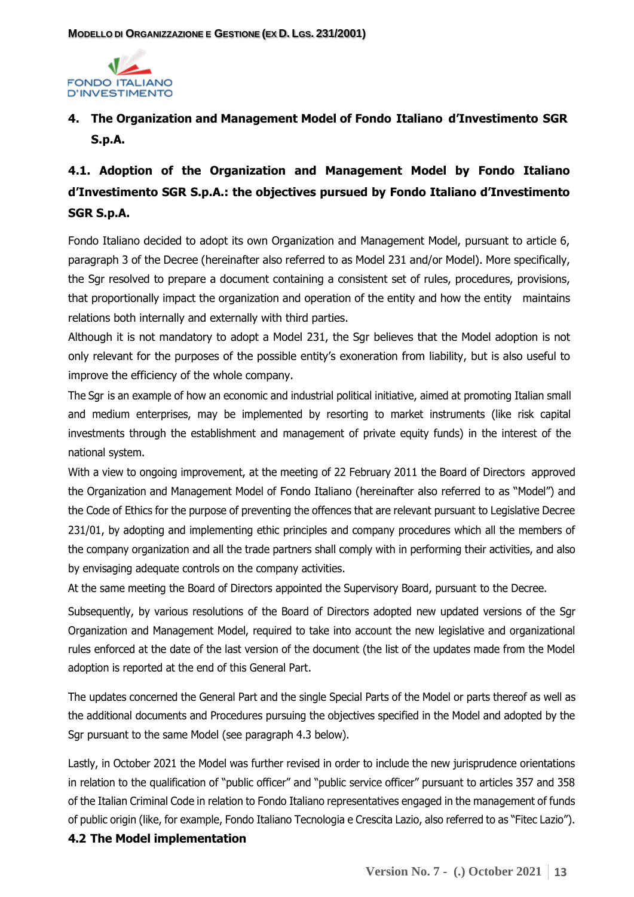## 4. The Organization and Management Model of Fondo Italiano d'Investimento SGR S.p.A.

### 4.1. Adoption of the Organization and Management Model by Fondo Italiano d'Investimento SGR S.p.A.: the objectives pursued by Fondo Italiano d'Investimento SGR S.p.A.

Fondo Italiano decided to adopt its own Organization and Management Model, pursuant to article 6, paragraph 3 of the Decree (hereinafter also referred to as Model 231 and/or Model). More specifically, the Sgr resolved to prepare a document containing a consistent set of rules, procedures, provisions, that proportionally impact the organization and operation of the entity and how the entity maintains relations both internally and externally with third parties.

Although it is not mandatory to adopt a Model 231, the Sgr believes that the Model adoption is not only relevant for the purposes of the possible entity's exoneration from liability, but is also useful to improve the efficiency of the whole company.

The Sgr is an example of how an economic and industrial political initiative, aimed at promoting Italian small and medium enterprises, may be implemented by resorting to market instruments (like risk capital investments through the establishment and management of private equity funds) in the interest of the national system.

With a view to ongoing improvement, at the meeting of 22 February 2011 the Board of Directors approved the Organization and Management Model of Fondo Italiano (hereinafter also referred to as "Model") and the Code of Ethics for the purpose of preventing the offences that are relevant pursuant to Legislative Decree 231/01, by adopting and implementing ethic principles and company procedures which all the members of the company organization and all the trade partners shall comply with in performing their activities, and also by envisaging adequate controls on the company activities.

At the same meeting the Board of Directors appointed the Supervisory Board, pursuant to the Decree.

Subsequently, by various resolutions of the Board of Directors adopted new updated versions of the Sgr Organization and Management Model, required to take into account the new legislative and organizational rules enforced at the date of the last version of the document (the list of the updates made from the Model adoption is reported at the end of this General Part.

The updates concerned the General Part and the single Special Parts of the Model or parts thereof as well as the additional documents and Procedures pursuing the objectives specified in the Model and adopted by the Sgr pursuant to the same Model (see paragraph 4.3 below).

Lastly, in October 2021 the Model was further revised in order to include the new jurisprudence orientations in relation to the qualification of "public officer" and "public service officer" pursuant to articles 357 and 358 of the Italian Criminal Code in relation to Fondo Italiano representatives engaged in the management of funds of public origin (like, for example, Fondo Italiano Tecnologia e Crescita Lazio, also referred to as "Fitec Lazio").

### 4.2 The Model implementation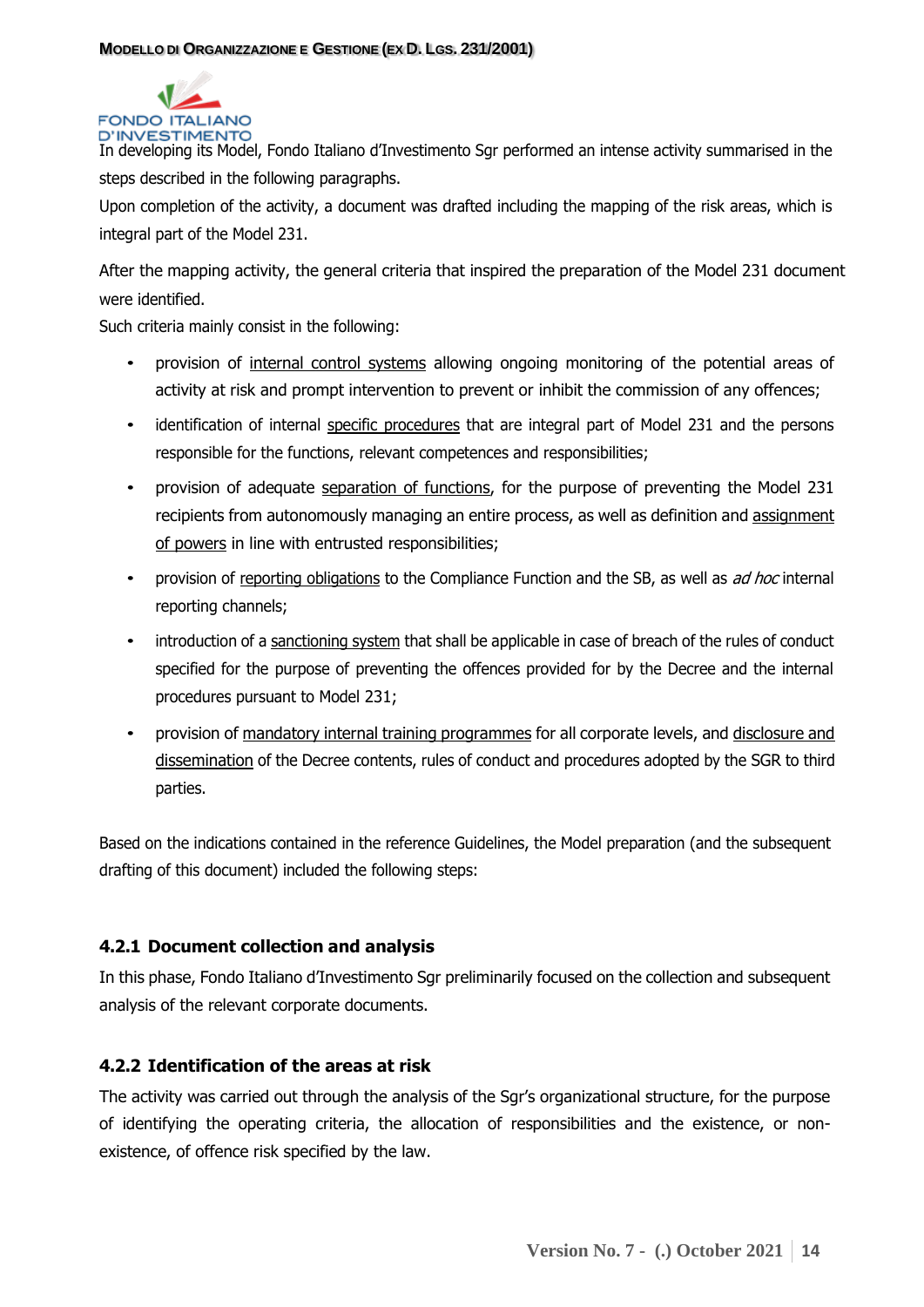In developing its Model, Fondo Italiano d'Investimento Sgr performed an intense activity summarised in the steps described in the following paragraphs.
Upon completion of the activity, a document was drafted including the mapping of the risk areas, which is integral part of the Model 231.

After the mapping activity, the general criteria that inspired the preparation of the Model 231 document were identified.
Such criteria mainly consist in the following:

- provision of internal control systems allowing ongoing monitoring of the potential areas of activity at risk and prompt intervention to prevent or inhibit the commission of any offences;
- identification of internal specific procedures that are integral part of Model 231 and the persons responsible for the functions, relevant competences and responsibilities;
- provision of adequate separation of functions, for the purpose of preventing the Model 231 recipients from autonomously managing an entire process, as well as definition and assignment of powers in line with entrusted responsibilities;
- provision of reporting obligations to the Compliance Function and the SB, as well as *ad hoc* internal reporting channels;
- introduction of a sanctioning system that shall be applicable in case of breach of the rules of conduct specified for the purpose of preventing the offences provided for by the Decree and the internal procedures pursuant to Model 231;
- provision of mandatory internal training programmes for all corporate levels, and disclosure and dissemination of the Decree contents, rules of conduct and procedures adopted by the SGR to third parties.

Based on the indications contained in the reference Guidelines, the Model preparation (and the subsequent drafting of this document) included the following steps:

### 4.2.1 Document collection and analysis

In this phase, Fondo Italiano d'Investimento Sgr preliminarily focused on the collection and subsequent analysis of the relevant corporate documents.

### 4.2.2 Identification of the areas at risk

The activity was carried out through the analysis of the Sgr's organizational structure, for the purpose of identifying the operating criteria, the allocation of responsibilities and the existence, or non-existence, of offence risk specified by the law.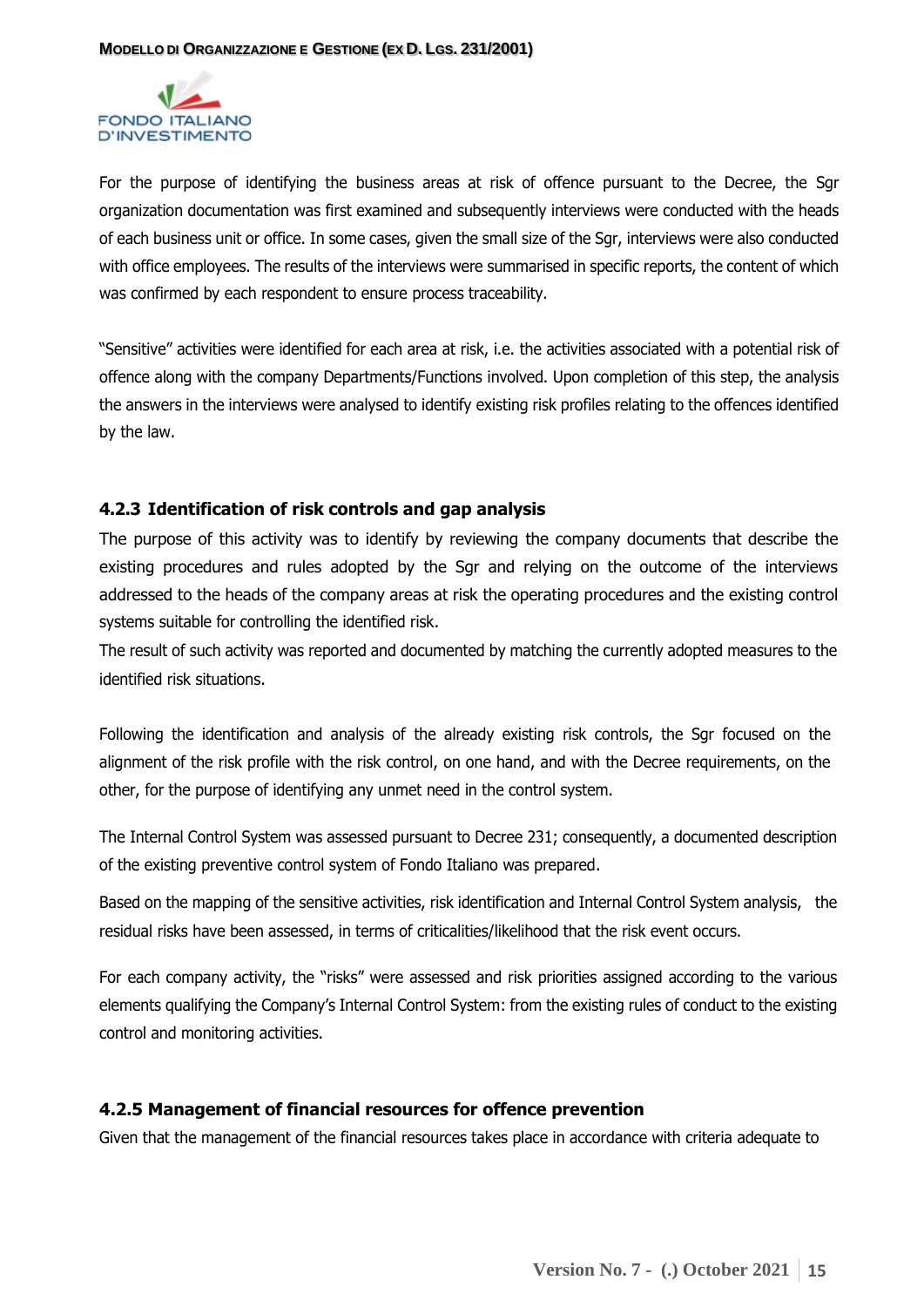For the purpose of identifying the business areas at risk of offence pursuant to the Decree, the Sgr organization documentation was first examined and subsequently interviews were conducted with the heads of each business unit or office. In some cases, given the small size of the Sgr, interviews were also conducted with office employees. The results of the interviews were summarised in specific reports, the content of which was confirmed by each respondent to ensure process traceability.

"Sensitive" activities were identified for each area at risk, i.e. the activities associated with a potential risk of offence along with the company Departments/Functions involved. Upon completion of this step, the analysis the answers in the interviews were analysed to identify existing risk profiles relating to the offences identified by the law.

### 4.2.3 Identification of risk controls and gap analysis

The purpose of this activity was to identify by reviewing the company documents that describe the existing procedures and rules adopted by the Sgr and relying on the outcome of the interviews addressed to the heads of the company areas at risk the operating procedures and the existing control systems suitable for controlling the identified risk.
The result of such activity was reported and documented by matching the currently adopted measures to the identified risk situations.

Following the identification and analysis of the already existing risk controls, the Sgr focused on the alignment of the risk profile with the risk control, on one hand, and with the Decree requirements, on the other, for the purpose of identifying any unmet need in the control system.

The Internal Control System was assessed pursuant to Decree 231; consequently, a documented description of the existing preventive control system of Fondo Italiano was prepared.

Based on the mapping of the sensitive activities, risk identification and Internal Control System analysis, the residual risks have been assessed, in terms of criticalities/likelihood that the risk event occurs.

For each company activity, the "risks" were assessed and risk priorities assigned according to the various elements qualifying the Company's Internal Control System: from the existing rules of conduct to the existing control and monitoring activities.

### 4.2.5 Management of financial resources for offence prevention

Given that the management of the financial resources takes place in accordance with criteria adequate to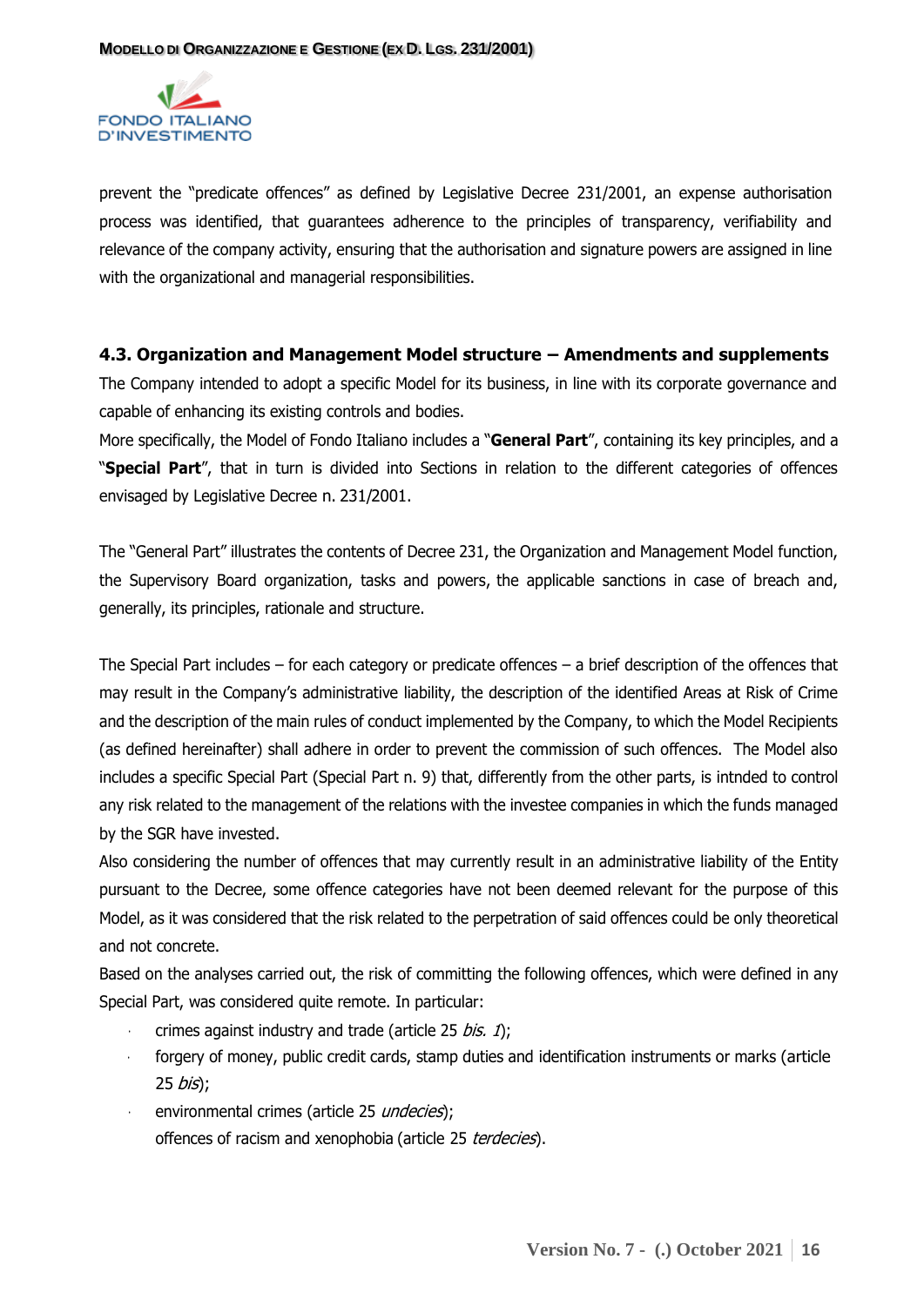prevent the "predicate offences" as defined by Legislative Decree 231/2001, an expense authorisation process was identified, that guarantees adherence to the principles of transparency, verifiability and relevance of the company activity, ensuring that the authorisation and signature powers are assigned in line with the organizational and managerial responsibilities.

### 4.3. Organization and Management Model structure – Amendments and supplements

The Company intended to adopt a specific Model for its business, in line with its corporate governance and capable of enhancing its existing controls and bodies.

More specifically, the Model of Fondo Italiano includes a "**General Part**", containing its key principles, and a "**Special Part**", that in turn is divided into Sections in relation to the different categories of offences envisaged by Legislative Decree n. 231/2001.

The "General Part" illustrates the contents of Decree 231, the Organization and Management Model function, the Supervisory Board organization, tasks and powers, the applicable sanctions in case of breach and, generally, its principles, rationale and structure.

The Special Part includes – for each category or predicate offences – a brief description of the offences that may result in the Company's administrative liability, the description of the identified Areas at Risk of Crime and the description of the main rules of conduct implemented by the Company, to which the Model Recipients (as defined hereinafter) shall adhere in order to prevent the commission of such offences. The Model also includes a specific Special Part (Special Part n. 9) that, differently from the other parts, is intnded to control any risk related to the management of the relations with the investee companies in which the funds managed by the SGR have invested.

Also considering the number of offences that may currently result in an administrative liability of the Entity pursuant to the Decree, some offence categories have not been deemed relevant for the purpose of this Model, as it was considered that the risk related to the perpetration of said offences could be only theoretical and not concrete.

Based on the analyses carried out, the risk of committing the following offences, which were defined in any Special Part, was considered quite remote. In particular:

- crimes against industry and trade (article 25 *bis. 1*);
- forgery of money, public credit cards, stamp duties and identification instruments or marks (article 25 *bis*);
- environmental crimes (article 25 *undecies*);
- offences of racism and xenophobia (article 25 *terdecies*).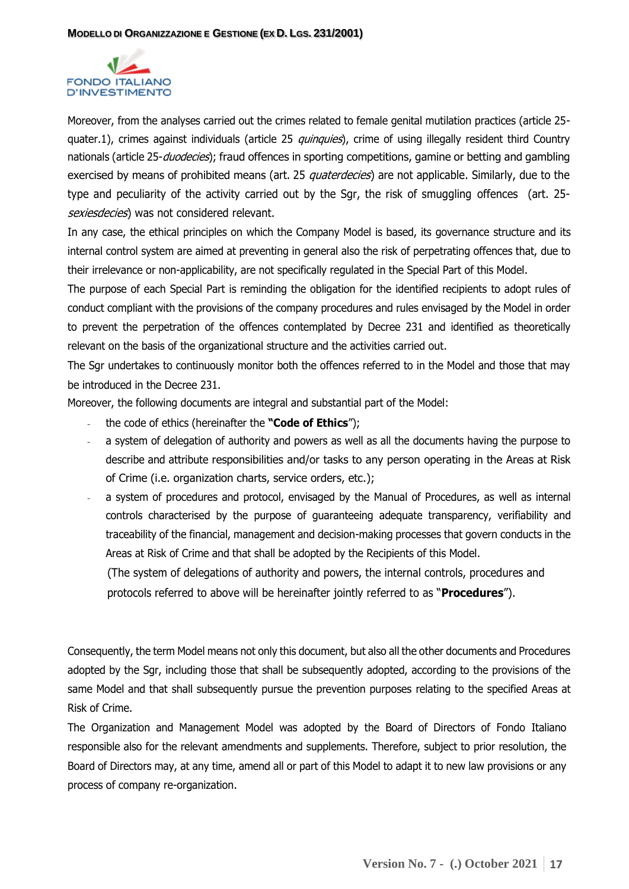Moreover, from the analyses carried out the crimes related to female genital mutilation practices (article 25-quater.1), crimes against individuals (article 25 *quinquies*), crime of using illegally resident third Country nationals (article 25-*duodecies*); fraud offences in sporting competitions, gamine or betting and gambling exercised by means of prohibited means (art. 25 *quaterdecies*) are not applicable. Similarly, due to the type and peculiarity of the activity carried out by the Sgr, the risk of smuggling offences (art. 25-*sexiesdecies*) was not considered relevant.

In any case, the ethical principles on which the Company Model is based, its governance structure and its internal control system are aimed at preventing in general also the risk of perpetrating offences that, due to their irrelevance or non-applicability, are not specifically regulated in the Special Part of this Model.

The purpose of each Special Part is reminding the obligation for the identified recipients to adopt rules of conduct compliant with the provisions of the company procedures and rules envisaged by the Model in order to prevent the perpetration of the offences contemplated by Decree 231 and identified as theoretically relevant on the basis of the organizational structure and the activities carried out.

The Sgr undertakes to continuously monitor both the offences referred to in the Model and those that may be introduced in the Decree 231.

Moreover, the following documents are integral and substantial part of the Model:

- the code of ethics (hereinafter the **"Code of Ethics**");
- a system of delegation of authority and powers as well as all the documents having the purpose to describe and attribute responsibilities and/or tasks to any person operating in the Areas at Risk of Crime (i.e. organization charts, service orders, etc.);
- a system of procedures and protocol, envisaged by the Manual of Procedures, as well as internal controls characterised by the purpose of guaranteeing adequate transparency, verifiability and traceability of the financial, management and decision-making processes that govern conducts in the Areas at Risk of Crime and that shall be adopted by the Recipients of this Model.

  (The system of delegations of authority and powers, the internal controls, procedures and protocols referred to above will be hereinafter jointly referred to as "**Procedures**").

Consequently, the term Model means not only this document, but also all the other documents and Procedures adopted by the Sgr, including those that shall be subsequently adopted, according to the provisions of the same Model and that shall subsequently pursue the prevention purposes relating to the specified Areas at Risk of Crime.

The Organization and Management Model was adopted by the Board of Directors of Fondo Italiano responsible also for the relevant amendments and supplements. Therefore, subject to prior resolution, the Board of Directors may, at any time, amend all or part of this Model to adapt it to new law provisions or any process of company re-organization.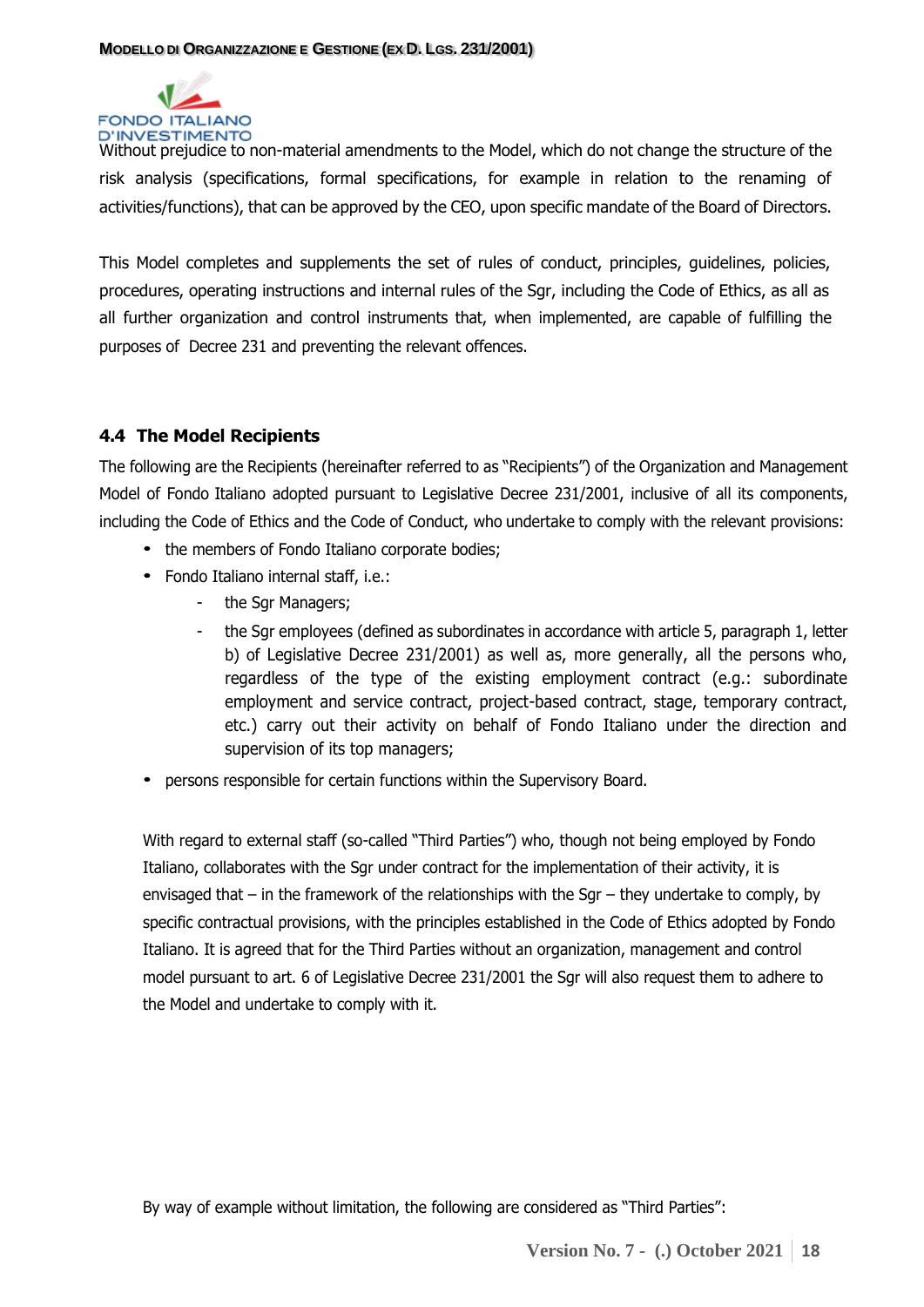Without prejudice to non-material amendments to the Model, which do not change the structure of the risk analysis (specifications, formal specifications, for example in relation to the renaming of activities/functions), that can be approved by the CEO, upon specific mandate of the Board of Directors.

This Model completes and supplements the set of rules of conduct, principles, guidelines, policies, procedures, operating instructions and internal rules of the Sgr, including the Code of Ethics, as all as all further organization and control instruments that, when implemented, are capable of fulfilling the purposes of Decree 231 and preventing the relevant offences.

### 4.4 The Model Recipients

The following are the Recipients (hereinafter referred to as "Recipients") of the Organization and Management Model of Fondo Italiano adopted pursuant to Legislative Decree 231/2001, inclusive of all its components, including the Code of Ethics and the Code of Conduct, who undertake to comply with the relevant provisions:

- the members of Fondo Italiano corporate bodies;
- Fondo Italiano internal staff, i.e.:
  - the Sgr Managers;
  - the Sgr employees (defined as subordinates in accordance with article 5, paragraph 1, letter b) of Legislative Decree 231/2001) as well as, more generally, all the persons who, regardless of the type of the existing employment contract (e.g.: subordinate employment and service contract, project-based contract, stage, temporary contract, etc.) carry out their activity on behalf of Fondo Italiano under the direction and supervision of its top managers;
- persons responsible for certain functions within the Supervisory Board.

With regard to external staff (so-called "Third Parties") who, though not being employed by Fondo Italiano, collaborates with the Sgr under contract for the implementation of their activity, it is envisaged that – in the framework of the relationships with the Sgr – they undertake to comply, by specific contractual provisions, with the principles established in the Code of Ethics adopted by Fondo Italiano. It is agreed that for the Third Parties without an organization, management and control model pursuant to art. 6 of Legislative Decree 231/2001 the Sgr will also request them to adhere to the Model and undertake to comply with it.

By way of example without limitation, the following are considered as "Third Parties":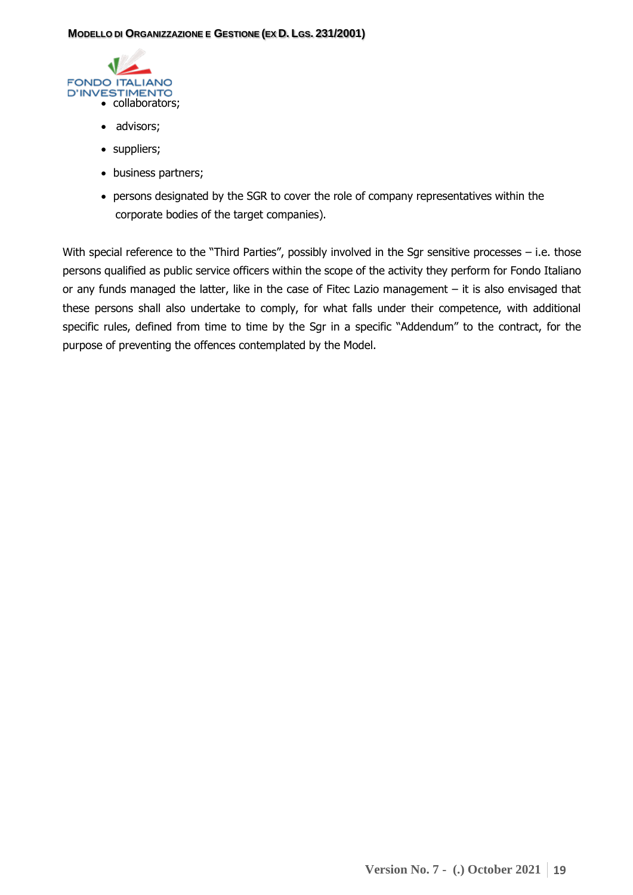- collaborators;
- advisors;
- suppliers;
- business partners;
- persons designated by the SGR to cover the role of company representatives within the corporate bodies of the target companies).

With special reference to the "Third Parties", possibly involved in the Sgr sensitive processes – i.e. those persons qualified as public service officers within the scope of the activity they perform for Fondo Italiano or any funds managed the latter, like in the case of Fitec Lazio management – it is also envisaged that these persons shall also undertake to comply, for what falls under their competence, with additional specific rules, defined from time to time by the Sgr in a specific "Addendum" to the contract, for the purpose of preventing the offences contemplated by the Model.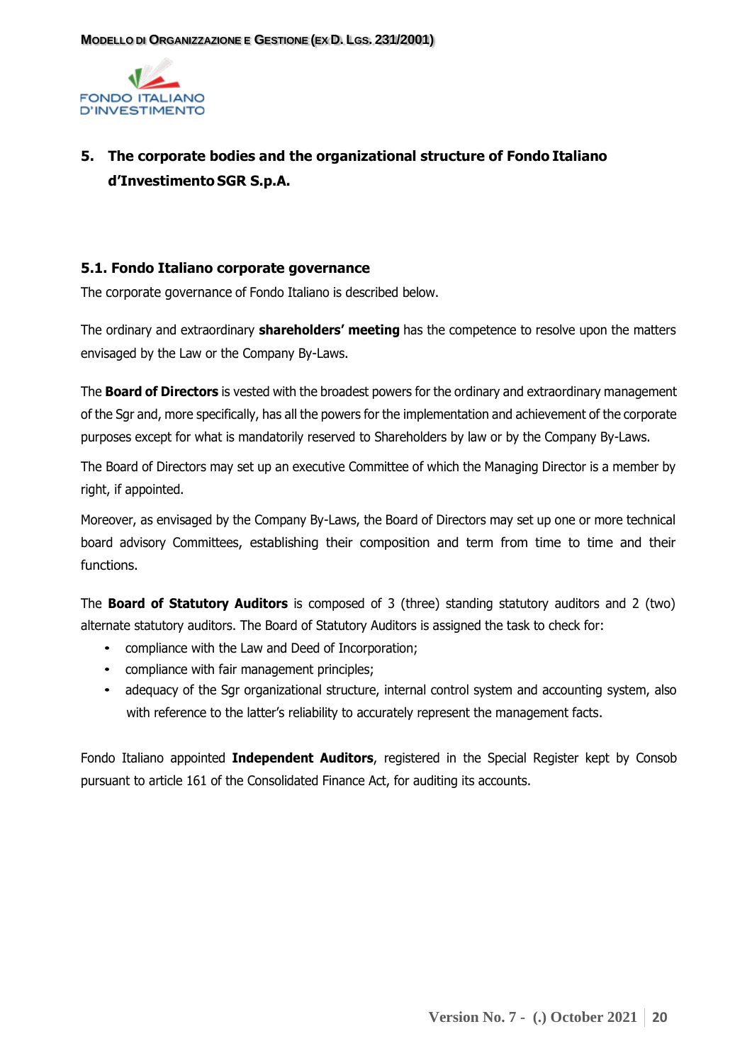## 5. The corporate bodies and the organizational structure of Fondo Italiano d'Investimento SGR S.p.A.

### 5.1. Fondo Italiano corporate governance

The corporate governance of Fondo Italiano is described below.

The ordinary and extraordinary **shareholders' meeting** has the competence to resolve upon the matters envisaged by the Law or the Company By-Laws.

The **Board of Directors** is vested with the broadest powers for the ordinary and extraordinary management of the Sgr and, more specifically, has all the powers for the implementation and achievement of the corporate purposes except for what is mandatorily reserved to Shareholders by law or by the Company By-Laws.

The Board of Directors may set up an executive Committee of which the Managing Director is a member by right, if appointed.

Moreover, as envisaged by the Company By-Laws, the Board of Directors may set up one or more technical board advisory Committees, establishing their composition and term from time to time and their functions.

The **Board of Statutory Auditors** is composed of 3 (three) standing statutory auditors and 2 (two) alternate statutory auditors. The Board of Statutory Auditors is assigned the task to check for:

- compliance with the Law and Deed of Incorporation;
- compliance with fair management principles;
- adequacy of the Sgr organizational structure, internal control system and accounting system, also with reference to the latter's reliability to accurately represent the management facts.

Fondo Italiano appointed **Independent Auditors**, registered in the Special Register kept by Consob pursuant to article 161 of the Consolidated Finance Act, for auditing its accounts.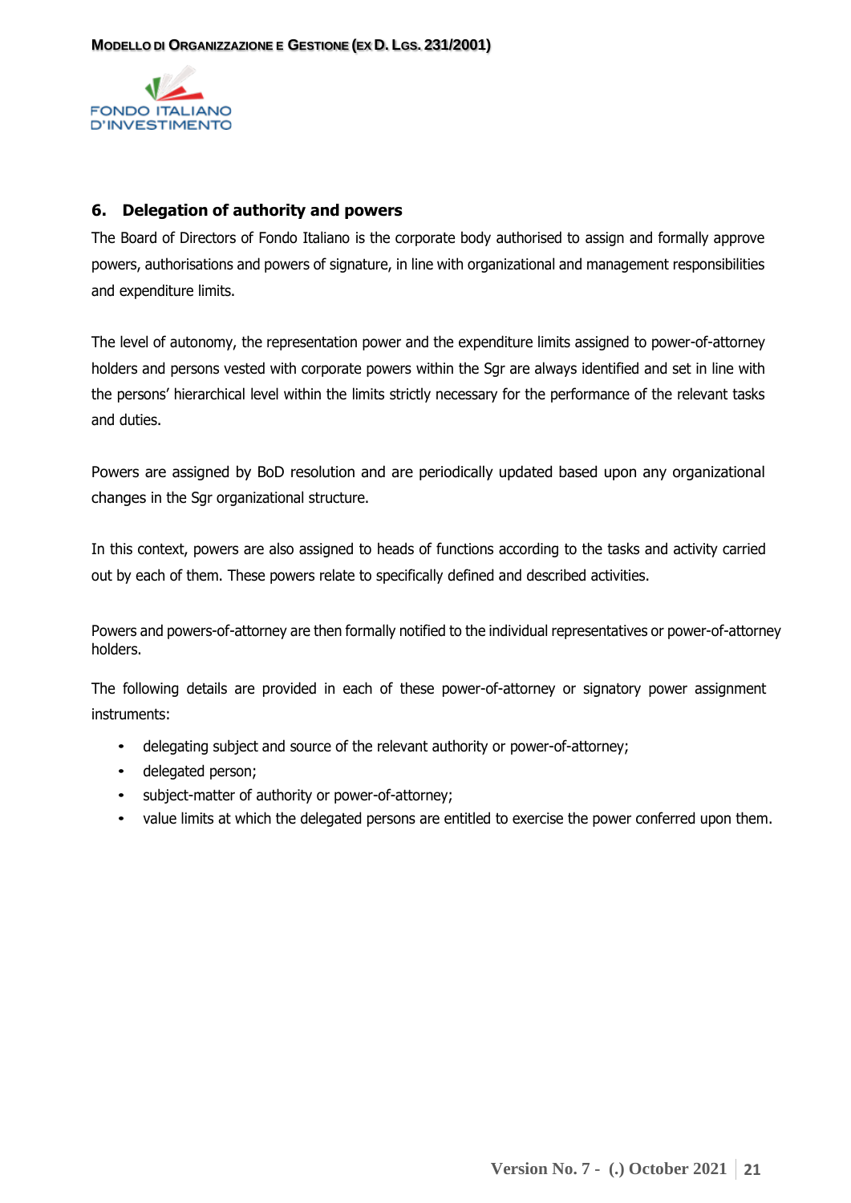## 6. Delegation of authority and powers

The Board of Directors of Fondo Italiano is the corporate body authorised to assign and formally approve powers, authorisations and powers of signature, in line with organizational and management responsibilities and expenditure limits.

The level of autonomy, the representation power and the expenditure limits assigned to power-of-attorney holders and persons vested with corporate powers within the Sgr are always identified and set in line with the persons' hierarchical level within the limits strictly necessary for the performance of the relevant tasks and duties.

Powers are assigned by BoD resolution and are periodically updated based upon any organizational changes in the Sgr organizational structure.

In this context, powers are also assigned to heads of functions according to the tasks and activity carried out by each of them. These powers relate to specifically defined and described activities.

Powers and powers-of-attorney are then formally notified to the individual representatives or power-of-attorney holders.

The following details are provided in each of these power-of-attorney or signatory power assignment instruments:

- delegating subject and source of the relevant authority or power-of-attorney;
- delegated person;
- subject-matter of authority or power-of-attorney;
- value limits at which the delegated persons are entitled to exercise the power conferred upon them.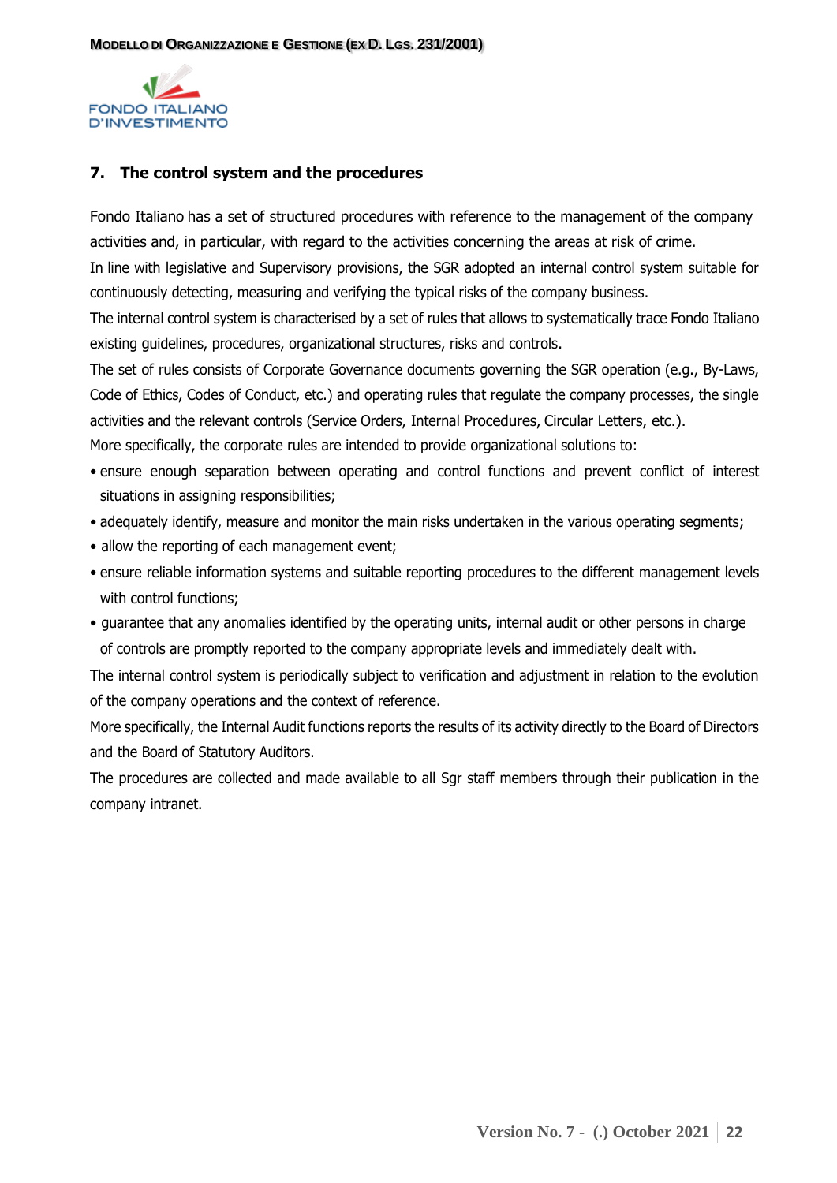## 7. The control system and the procedures

Fondo Italiano has a set of structured procedures with reference to the management of the company activities and, in particular, with regard to the activities concerning the areas at risk of crime.

In line with legislative and Supervisory provisions, the SGR adopted an internal control system suitable for continuously detecting, measuring and verifying the typical risks of the company business.

The internal control system is characterised by a set of rules that allows to systematically trace Fondo Italiano existing guidelines, procedures, organizational structures, risks and controls.

The set of rules consists of Corporate Governance documents governing the SGR operation (e.g., By-Laws, Code of Ethics, Codes of Conduct, etc.) and operating rules that regulate the company processes, the single activities and the relevant controls (Service Orders, Internal Procedures, Circular Letters, etc.).

More specifically, the corporate rules are intended to provide organizational solutions to:

- ensure enough separation between operating and control functions and prevent conflict of interest situations in assigning responsibilities;
- adequately identify, measure and monitor the main risks undertaken in the various operating segments;
- allow the reporting of each management event;
- ensure reliable information systems and suitable reporting procedures to the different management levels with control functions;
- guarantee that any anomalies identified by the operating units, internal audit or other persons in charge of controls are promptly reported to the company appropriate levels and immediately dealt with.

The internal control system is periodically subject to verification and adjustment in relation to the evolution of the company operations and the context of reference.

More specifically, the Internal Audit functions reports the results of its activity directly to the Board of Directors and the Board of Statutory Auditors.

The procedures are collected and made available to all Sgr staff members through their publication in the company intranet.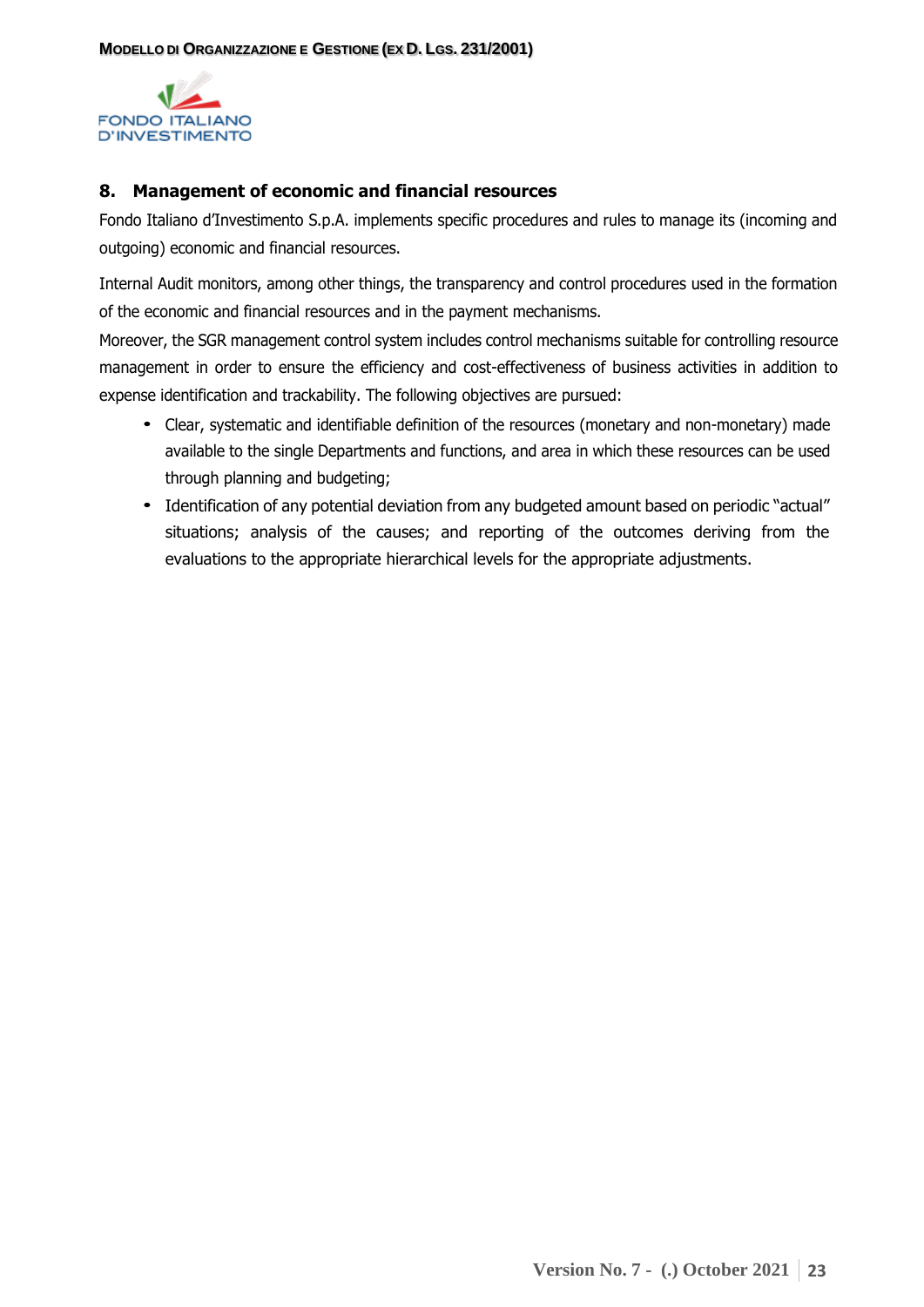## 8. Management of economic and financial resources

Fondo Italiano d'Investimento S.p.A. implements specific procedures and rules to manage its (incoming and outgoing) economic and financial resources.

Internal Audit monitors, among other things, the transparency and control procedures used in the formation of the economic and financial resources and in the payment mechanisms.

Moreover, the SGR management control system includes control mechanisms suitable for controlling resource management in order to ensure the efficiency and cost-effectiveness of business activities in addition to expense identification and trackability. The following objectives are pursued:

- Clear, systematic and identifiable definition of the resources (monetary and non-monetary) made available to the single Departments and functions, and area in which these resources can be used through planning and budgeting;
- Identification of any potential deviation from any budgeted amount based on periodic "actual" situations; analysis of the causes; and reporting of the outcomes deriving from the evaluations to the appropriate hierarchical levels for the appropriate adjustments.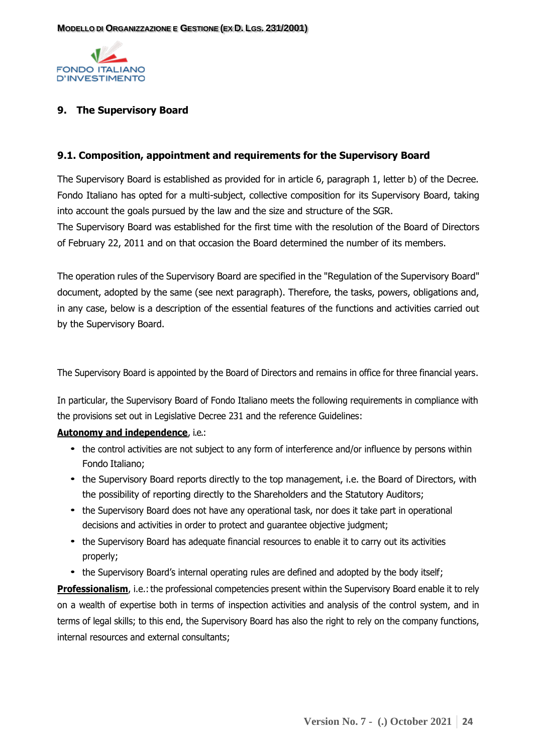## 9. The Supervisory Board

### 9.1. Composition, appointment and requirements for the Supervisory Board

The Supervisory Board is established as provided for in article 6, paragraph 1, letter b) of the Decree. Fondo Italiano has opted for a multi-subject, collective composition for its Supervisory Board, taking into account the goals pursued by the law and the size and structure of the SGR.
The Supervisory Board was established for the first time with the resolution of the Board of Directors of February 22, 2011 and on that occasion the Board determined the number of its members.

The operation rules of the Supervisory Board are specified in the "Regulation of the Supervisory Board" document, adopted by the same (see next paragraph). Therefore, the tasks, powers, obligations and, in any case, below is a description of the essential features of the functions and activities carried out by the Supervisory Board.

The Supervisory Board is appointed by the Board of Directors and remains in office for three financial years.

In particular, the Supervisory Board of Fondo Italiano meets the following requirements in compliance with the provisions set out in Legislative Decree 231 and the reference Guidelines:

**Autonomy and independence**, i.e.:

- the control activities are not subject to any form of interference and/or influence by persons within Fondo Italiano;
- the Supervisory Board reports directly to the top management, i.e. the Board of Directors, with the possibility of reporting directly to the Shareholders and the Statutory Auditors;
- the Supervisory Board does not have any operational task, nor does it take part in operational decisions and activities in order to protect and guarantee objective judgment;
- the Supervisory Board has adequate financial resources to enable it to carry out its activities properly;
- the Supervisory Board's internal operating rules are defined and adopted by the body itself;

**Professionalism**, i.e.: the professional competencies present within the Supervisory Board enable it to rely on a wealth of expertise both in terms of inspection activities and analysis of the control system, and in terms of legal skills; to this end, the Supervisory Board has also the right to rely on the company functions, internal resources and external consultants;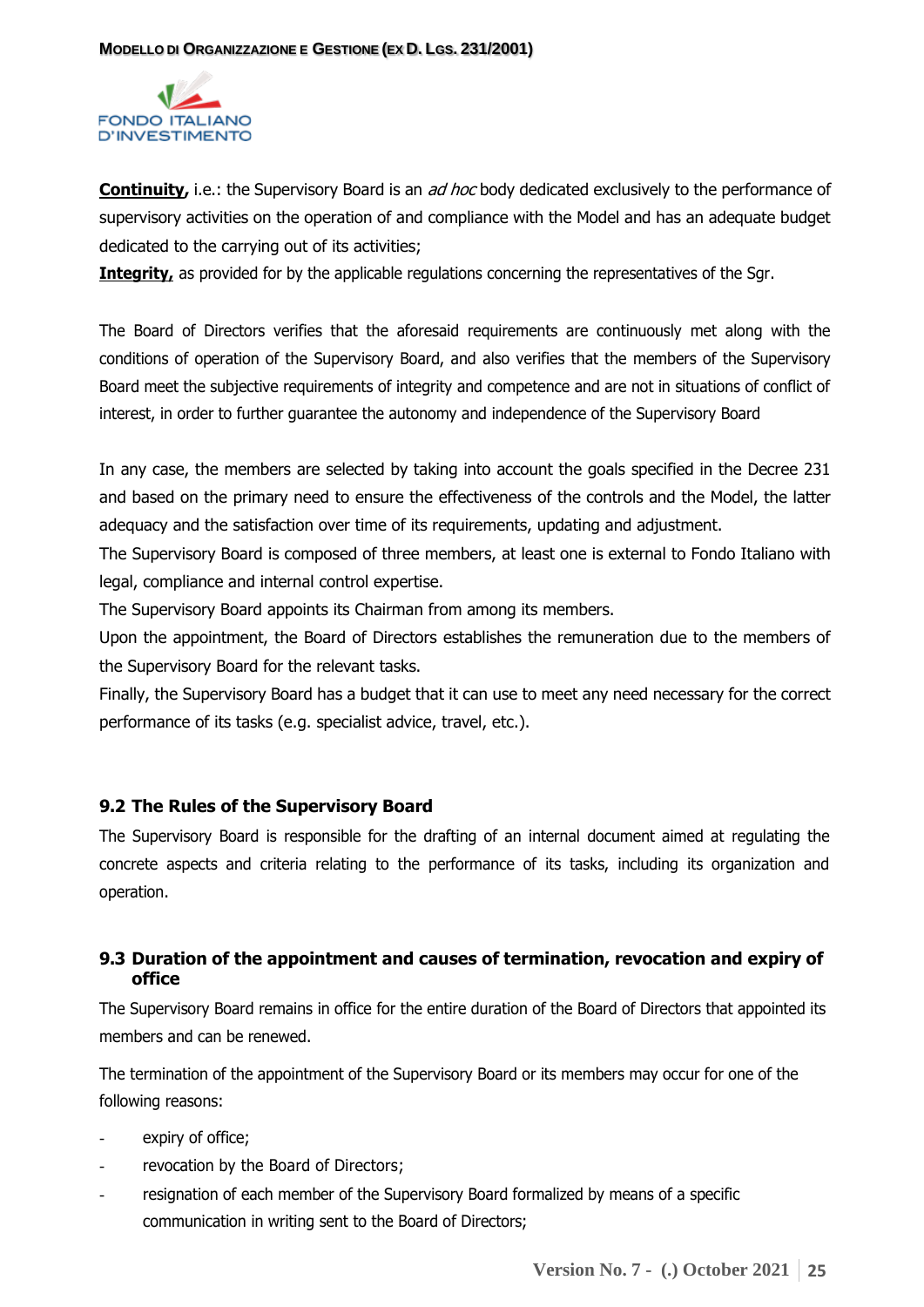**Continuity,** i.e.: the Supervisory Board is an *ad hoc* body dedicated exclusively to the performance of supervisory activities on the operation of and compliance with the Model and has an adequate budget dedicated to the carrying out of its activities;

**Integrity,** as provided for by the applicable regulations concerning the representatives of the Sgr.

The Board of Directors verifies that the aforesaid requirements are continuously met along with the conditions of operation of the Supervisory Board, and also verifies that the members of the Supervisory Board meet the subjective requirements of integrity and competence and are not in situations of conflict of interest, in order to further guarantee the autonomy and independence of the Supervisory Board

In any case, the members are selected by taking into account the goals specified in the Decree 231 and based on the primary need to ensure the effectiveness of the controls and the Model, the latter adequacy and the satisfaction over time of its requirements, updating and adjustment.

The Supervisory Board is composed of three members, at least one is external to Fondo Italiano with legal, compliance and internal control expertise.

The Supervisory Board appoints its Chairman from among its members.

Upon the appointment, the Board of Directors establishes the remuneration due to the members of the Supervisory Board for the relevant tasks.

Finally, the Supervisory Board has a budget that it can use to meet any need necessary for the correct performance of its tasks (e.g. specialist advice, travel, etc.).

### 9.2 The Rules of the Supervisory Board

The Supervisory Board is responsible for the drafting of an internal document aimed at regulating the concrete aspects and criteria relating to the performance of its tasks, including its organization and operation.

### 9.3 Duration of the appointment and causes of termination, revocation and expiry of office

The Supervisory Board remains in office for the entire duration of the Board of Directors that appointed its members and can be renewed.

The termination of the appointment of the Supervisory Board or its members may occur for one of the following reasons:

- expiry of office;
- revocation by the Board of Directors;
- resignation of each member of the Supervisory Board formalized by means of a specific communication in writing sent to the Board of Directors;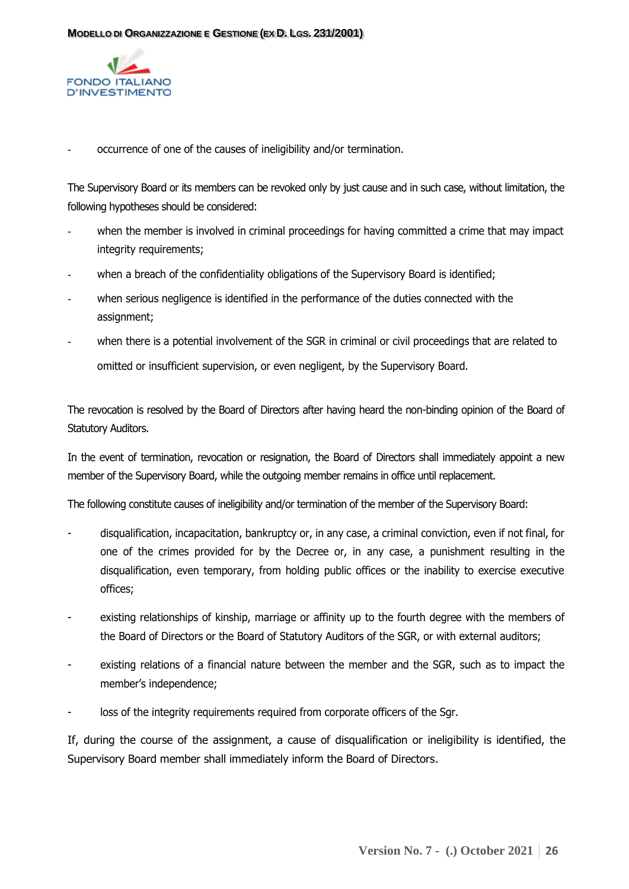- occurrence of one of the causes of ineligibility and/or termination.

The Supervisory Board or its members can be revoked only by just cause and in such case, without limitation, the following hypotheses should be considered:

- when the member is involved in criminal proceedings for having committed a crime that may impact integrity requirements;
- when a breach of the confidentiality obligations of the Supervisory Board is identified;
- when serious negligence is identified in the performance of the duties connected with the assignment;
- when there is a potential involvement of the SGR in criminal or civil proceedings that are related to omitted or insufficient supervision, or even negligent, by the Supervisory Board.

The revocation is resolved by the Board of Directors after having heard the non-binding opinion of the Board of Statutory Auditors.

In the event of termination, revocation or resignation, the Board of Directors shall immediately appoint a new member of the Supervisory Board, while the outgoing member remains in office until replacement.

The following constitute causes of ineligibility and/or termination of the member of the Supervisory Board:

- disqualification, incapacitation, bankruptcy or, in any case, a criminal conviction, even if not final, for one of the crimes provided for by the Decree or, in any case, a punishment resulting in the disqualification, even temporary, from holding public offices or the inability to exercise executive offices;
- existing relationships of kinship, marriage or affinity up to the fourth degree with the members of the Board of Directors or the Board of Statutory Auditors of the SGR, or with external auditors;
- existing relations of a financial nature between the member and the SGR, such as to impact the member's independence;
- loss of the integrity requirements required from corporate officers of the Sgr.

If, during the course of the assignment, a cause of disqualification or ineligibility is identified, the Supervisory Board member shall immediately inform the Board of Directors.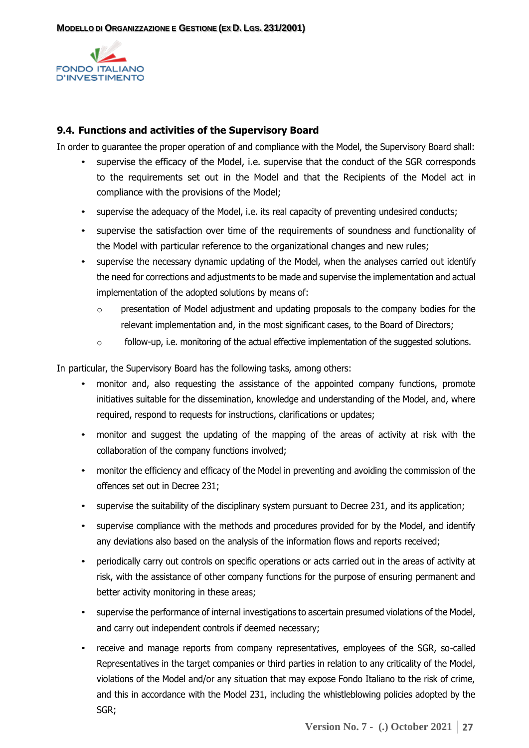### 9.4. Functions and activities of the Supervisory Board

In order to guarantee the proper operation of and compliance with the Model, the Supervisory Board shall:

- supervise the efficacy of the Model, i.e. supervise that the conduct of the SGR corresponds to the requirements set out in the Model and that the Recipients of the Model act in compliance with the provisions of the Model;
- supervise the adequacy of the Model, i.e. its real capacity of preventing undesired conducts;
- supervise the satisfaction over time of the requirements of soundness and functionality of the Model with particular reference to the organizational changes and new rules;
- supervise the necessary dynamic updating of the Model, when the analyses carried out identify the need for corrections and adjustments to be made and supervise the implementation and actual implementation of the adopted solutions by means of:
  - presentation of Model adjustment and updating proposals to the company bodies for the relevant implementation and, in the most significant cases, to the Board of Directors;
  - follow-up, i.e. monitoring of the actual effective implementation of the suggested solutions.

In particular, the Supervisory Board has the following tasks, among others:

- monitor and, also requesting the assistance of the appointed company functions, promote initiatives suitable for the dissemination, knowledge and understanding of the Model, and, where required, respond to requests for instructions, clarifications or updates;
- monitor and suggest the updating of the mapping of the areas of activity at risk with the collaboration of the company functions involved;
- monitor the efficiency and efficacy of the Model in preventing and avoiding the commission of the offences set out in Decree 231;
- supervise the suitability of the disciplinary system pursuant to Decree 231, and its application;
- supervise compliance with the methods and procedures provided for by the Model, and identify any deviations also based on the analysis of the information flows and reports received;
- periodically carry out controls on specific operations or acts carried out in the areas of activity at risk, with the assistance of other company functions for the purpose of ensuring permanent and better activity monitoring in these areas;
- supervise the performance of internal investigations to ascertain presumed violations of the Model, and carry out independent controls if deemed necessary;
- receive and manage reports from company representatives, employees of the SGR, so-called Representatives in the target companies or third parties in relation to any criticality of the Model, violations of the Model and/or any situation that may expose Fondo Italiano to the risk of crime, and this in accordance with the Model 231, including the whistleblowing policies adopted by the SGR;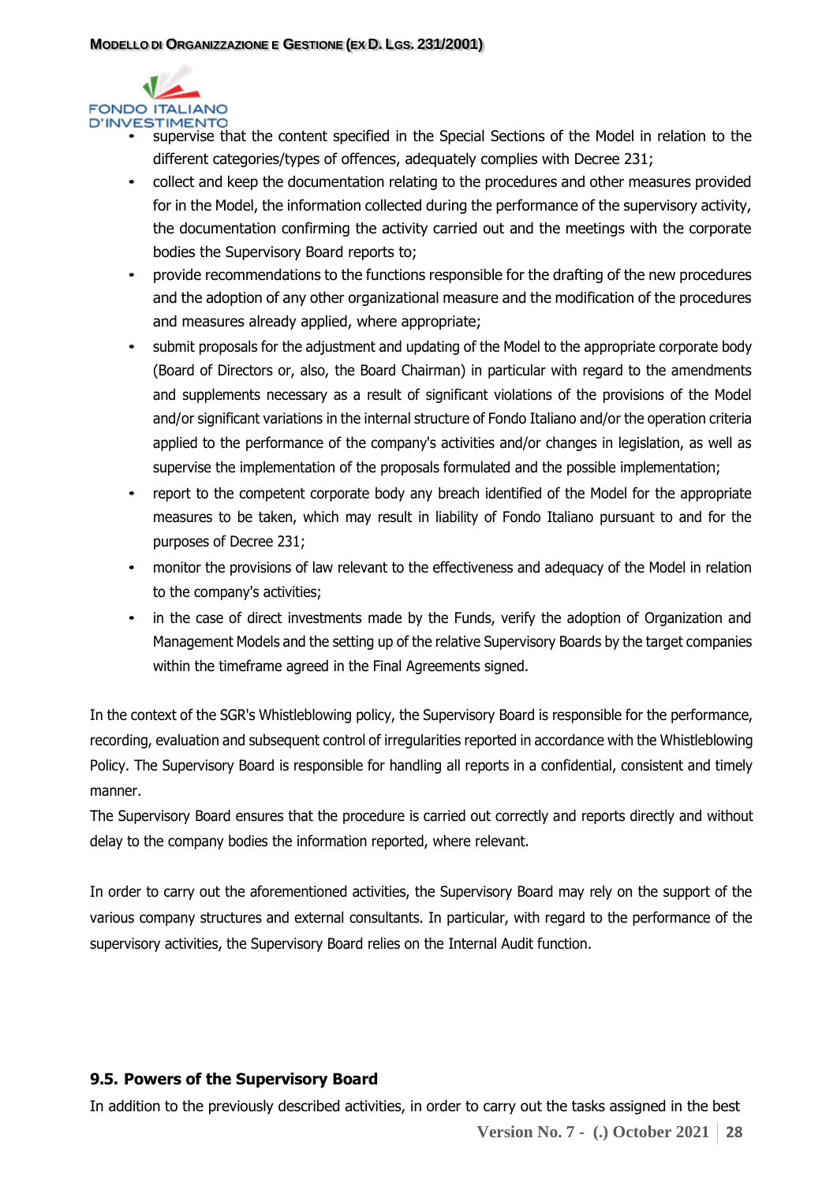- supervise that the content specified in the Special Sections of the Model in relation to the different categories/types of offences, adequately complies with Decree 231;
- collect and keep the documentation relating to the procedures and other measures provided for in the Model, the information collected during the performance of the supervisory activity, the documentation confirming the activity carried out and the meetings with the corporate bodies the Supervisory Board reports to;
- provide recommendations to the functions responsible for the drafting of the new procedures and the adoption of any other organizational measure and the modification of the procedures and measures already applied, where appropriate;
- submit proposals for the adjustment and updating of the Model to the appropriate corporate body (Board of Directors or, also, the Board Chairman) in particular with regard to the amendments and supplements necessary as a result of significant violations of the provisions of the Model and/or significant variations in the internal structure of Fondo Italiano and/or the operation criteria applied to the performance of the company's activities and/or changes in legislation, as well as supervise the implementation of the proposals formulated and the possible implementation;
- report to the competent corporate body any breach identified of the Model for the appropriate measures to be taken, which may result in liability of Fondo Italiano pursuant to and for the purposes of Decree 231;
- monitor the provisions of law relevant to the effectiveness and adequacy of the Model in relation to the company's activities;
- in the case of direct investments made by the Funds, verify the adoption of Organization and Management Models and the setting up of the relative Supervisory Boards by the target companies within the timeframe agreed in the Final Agreements signed.

In the context of the SGR's Whistleblowing policy, the Supervisory Board is responsible for the performance, recording, evaluation and subsequent control of irregularities reported in accordance with the Whistleblowing Policy. The Supervisory Board is responsible for handling all reports in a confidential, consistent and timely manner.
The Supervisory Board ensures that the procedure is carried out correctly and reports directly and without delay to the company bodies the information reported, where relevant.

In order to carry out the aforementioned activities, the Supervisory Board may rely on the support of the various company structures and external consultants. In particular, with regard to the performance of the supervisory activities, the Supervisory Board relies on the Internal Audit function.

### 9.5. Powers of the Supervisory Board

In addition to the previously described activities, in order to carry out the tasks assigned in the best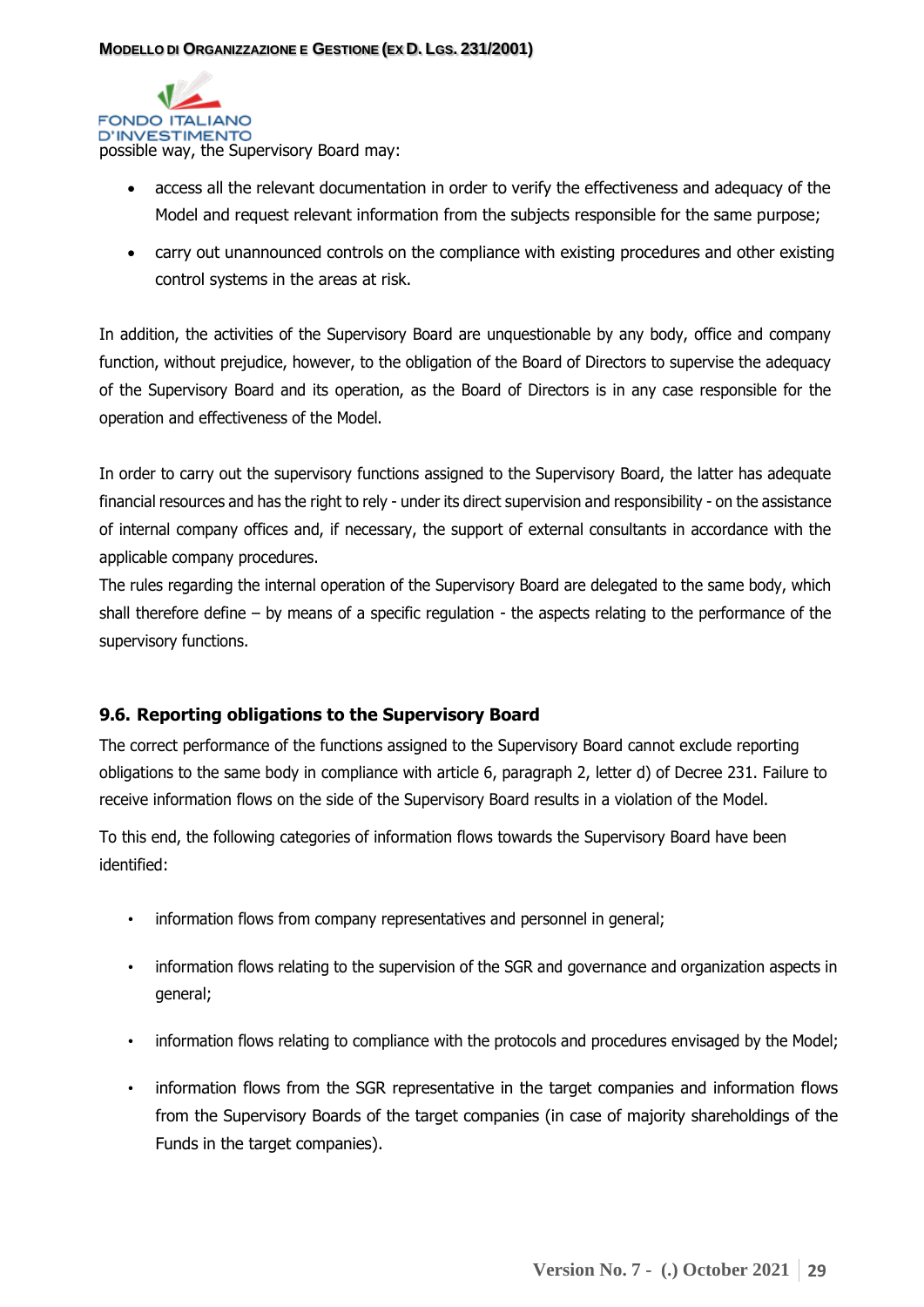possible way, the Supervisory Board may:

- access all the relevant documentation in order to verify the effectiveness and adequacy of the Model and request relevant information from the subjects responsible for the same purpose;
- carry out unannounced controls on the compliance with existing procedures and other existing control systems in the areas at risk.

In addition, the activities of the Supervisory Board are unquestionable by any body, office and company function, without prejudice, however, to the obligation of the Board of Directors to supervise the adequacy of the Supervisory Board and its operation, as the Board of Directors is in any case responsible for the operation and effectiveness of the Model.

In order to carry out the supervisory functions assigned to the Supervisory Board, the latter has adequate financial resources and has the right to rely - under its direct supervision and responsibility - on the assistance of internal company offices and, if necessary, the support of external consultants in accordance with the applicable company procedures.

The rules regarding the internal operation of the Supervisory Board are delegated to the same body, which shall therefore define – by means of a specific regulation - the aspects relating to the performance of the supervisory functions.

### 9.6. Reporting obligations to the Supervisory Board

The correct performance of the functions assigned to the Supervisory Board cannot exclude reporting obligations to the same body in compliance with article 6, paragraph 2, letter d) of Decree 231. Failure to receive information flows on the side of the Supervisory Board results in a violation of the Model.

To this end, the following categories of information flows towards the Supervisory Board have been identified:

- information flows from company representatives and personnel in general;
- information flows relating to the supervision of the SGR and governance and organization aspects in general;
- information flows relating to compliance with the protocols and procedures envisaged by the Model;
- information flows from the SGR representative in the target companies and information flows from the Supervisory Boards of the target companies (in case of majority shareholdings of the Funds in the target companies).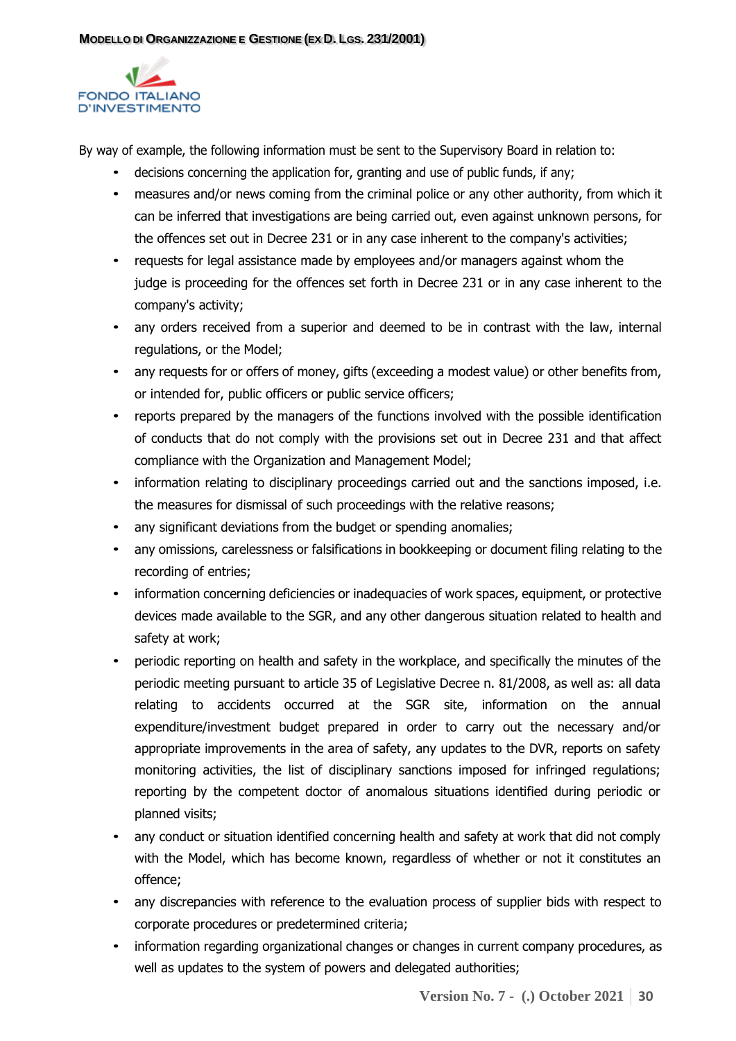By way of example, the following information must be sent to the Supervisory Board in relation to:

- decisions concerning the application for, granting and use of public funds, if any;
- measures and/or news coming from the criminal police or any other authority, from which it can be inferred that investigations are being carried out, even against unknown persons, for the offences set out in Decree 231 or in any case inherent to the company's activities;
- requests for legal assistance made by employees and/or managers against whom the judge is proceeding for the offences set forth in Decree 231 or in any case inherent to the company's activity;
- any orders received from a superior and deemed to be in contrast with the law, internal regulations, or the Model;
- any requests for or offers of money, gifts (exceeding a modest value) or other benefits from, or intended for, public officers or public service officers;
- reports prepared by the managers of the functions involved with the possible identification of conducts that do not comply with the provisions set out in Decree 231 and that affect compliance with the Organization and Management Model;
- information relating to disciplinary proceedings carried out and the sanctions imposed, i.e. the measures for dismissal of such proceedings with the relative reasons;
- any significant deviations from the budget or spending anomalies;
- any omissions, carelessness or falsifications in bookkeeping or document filing relating to the recording of entries;
- information concerning deficiencies or inadequacies of work spaces, equipment, or protective devices made available to the SGR, and any other dangerous situation related to health and safety at work;
- periodic reporting on health and safety in the workplace, and specifically the minutes of the periodic meeting pursuant to article 35 of Legislative Decree n. 81/2008, as well as: all data relating to accidents occurred at the SGR site, information on the annual expenditure/investment budget prepared in order to carry out the necessary and/or appropriate improvements in the area of safety, any updates to the DVR, reports on safety monitoring activities, the list of disciplinary sanctions imposed for infringed regulations; reporting by the competent doctor of anomalous situations identified during periodic or planned visits;
- any conduct or situation identified concerning health and safety at work that did not comply with the Model, which has become known, regardless of whether or not it constitutes an offence;
- any discrepancies with reference to the evaluation process of supplier bids with respect to corporate procedures or predetermined criteria;
- information regarding organizational changes or changes in current company procedures, as well as updates to the system of powers and delegated authorities;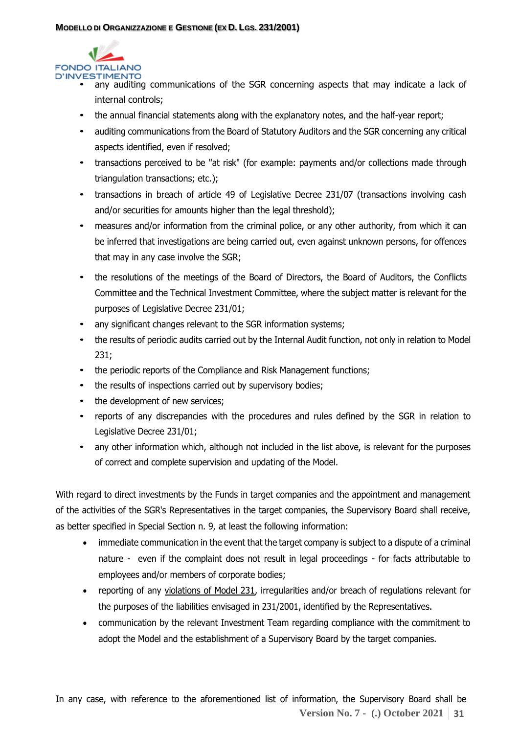- any auditing communications of the SGR concerning aspects that may indicate a lack of internal controls;
- the annual financial statements along with the explanatory notes, and the half-year report;
- auditing communications from the Board of Statutory Auditors and the SGR concerning any critical aspects identified, even if resolved;
- transactions perceived to be "at risk" (for example: payments and/or collections made through triangulation transactions; etc.);
- transactions in breach of article 49 of Legislative Decree 231/07 (transactions involving cash and/or securities for amounts higher than the legal threshold);
- measures and/or information from the criminal police, or any other authority, from which it can be inferred that investigations are being carried out, even against unknown persons, for offences that may in any case involve the SGR;
- the resolutions of the meetings of the Board of Directors, the Board of Auditors, the Conflicts Committee and the Technical Investment Committee, where the subject matter is relevant for the purposes of Legislative Decree 231/01;
- any significant changes relevant to the SGR information systems;
- the results of periodic audits carried out by the Internal Audit function, not only in relation to Model 231;
- the periodic reports of the Compliance and Risk Management functions;
- the results of inspections carried out by supervisory bodies;
- the development of new services;
- reports of any discrepancies with the procedures and rules defined by the SGR in relation to Legislative Decree 231/01;
- any other information which, although not included in the list above, is relevant for the purposes of correct and complete supervision and updating of the Model.

With regard to direct investments by the Funds in target companies and the appointment and management of the activities of the SGR's Representatives in the target companies, the Supervisory Board shall receive, as better specified in Special Section n. 9, at least the following information:

- immediate communication in the event that the target company is subject to a dispute of a criminal nature - even if the complaint does not result in legal proceedings - for facts attributable to employees and/or members of corporate bodies;
- reporting of any violations of Model 231, irregularities and/or breach of regulations relevant for the purposes of the liabilities envisaged in 231/2001, identified by the Representatives.
- communication by the relevant Investment Team regarding compliance with the commitment to adopt the Model and the establishment of a Supervisory Board by the target companies.

In any case, with reference to the aforementioned list of information, the Supervisory Board shall be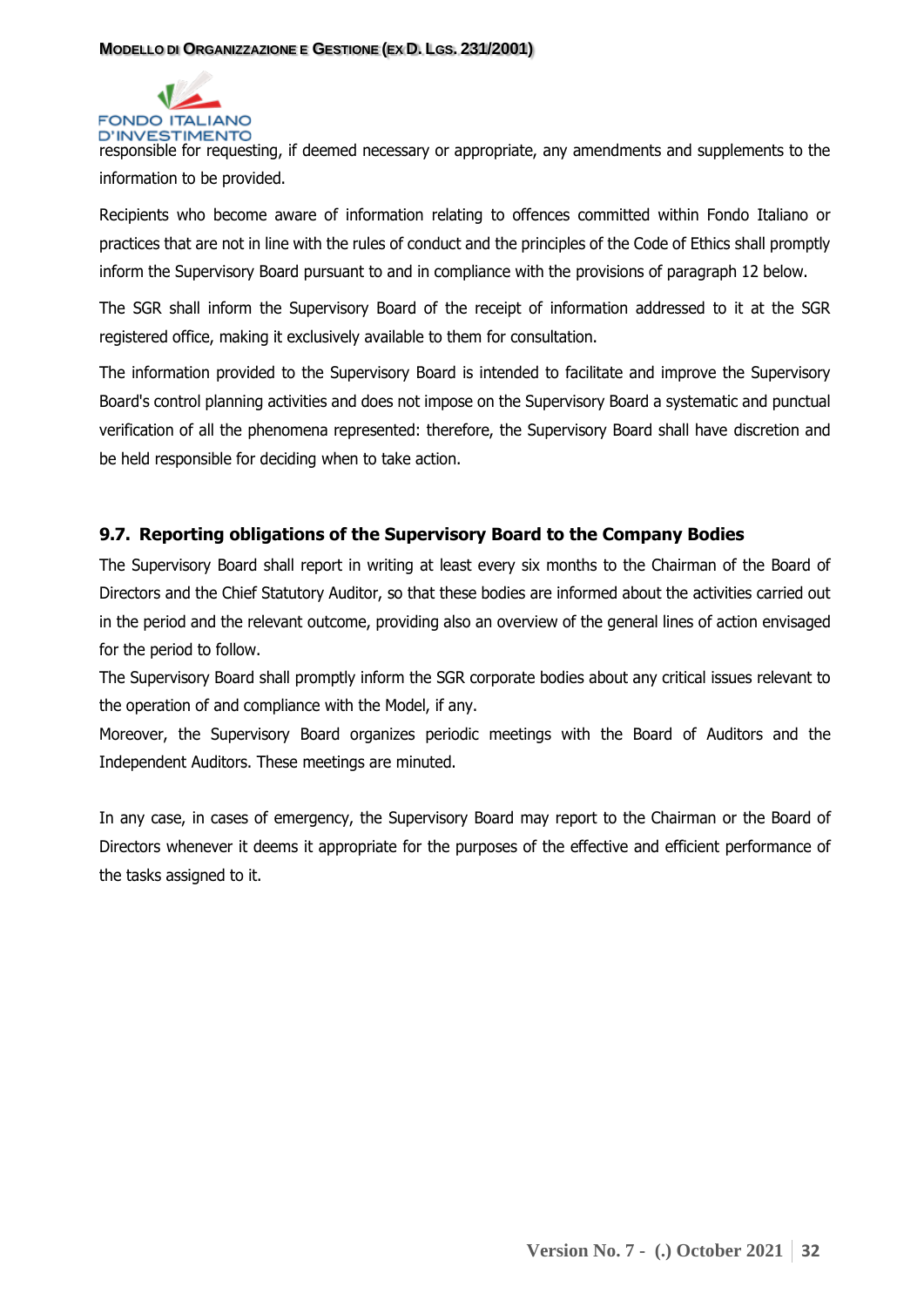responsible for requesting, if deemed necessary or appropriate, any amendments and supplements to the information to be provided.

Recipients who become aware of information relating to offences committed within Fondo Italiano or practices that are not in line with the rules of conduct and the principles of the Code of Ethics shall promptly inform the Supervisory Board pursuant to and in compliance with the provisions of paragraph 12 below.

The SGR shall inform the Supervisory Board of the receipt of information addressed to it at the SGR registered office, making it exclusively available to them for consultation.

The information provided to the Supervisory Board is intended to facilitate and improve the Supervisory Board's control planning activities and does not impose on the Supervisory Board a systematic and punctual verification of all the phenomena represented: therefore, the Supervisory Board shall have discretion and be held responsible for deciding when to take action.

### 9.7. Reporting obligations of the Supervisory Board to the Company Bodies

The Supervisory Board shall report in writing at least every six months to the Chairman of the Board of Directors and the Chief Statutory Auditor, so that these bodies are informed about the activities carried out in the period and the relevant outcome, providing also an overview of the general lines of action envisaged for the period to follow.

The Supervisory Board shall promptly inform the SGR corporate bodies about any critical issues relevant to the operation of and compliance with the Model, if any.

Moreover, the Supervisory Board organizes periodic meetings with the Board of Auditors and the Independent Auditors. These meetings are minuted.

In any case, in cases of emergency, the Supervisory Board may report to the Chairman or the Board of Directors whenever it deems it appropriate for the purposes of the effective and efficient performance of the tasks assigned to it.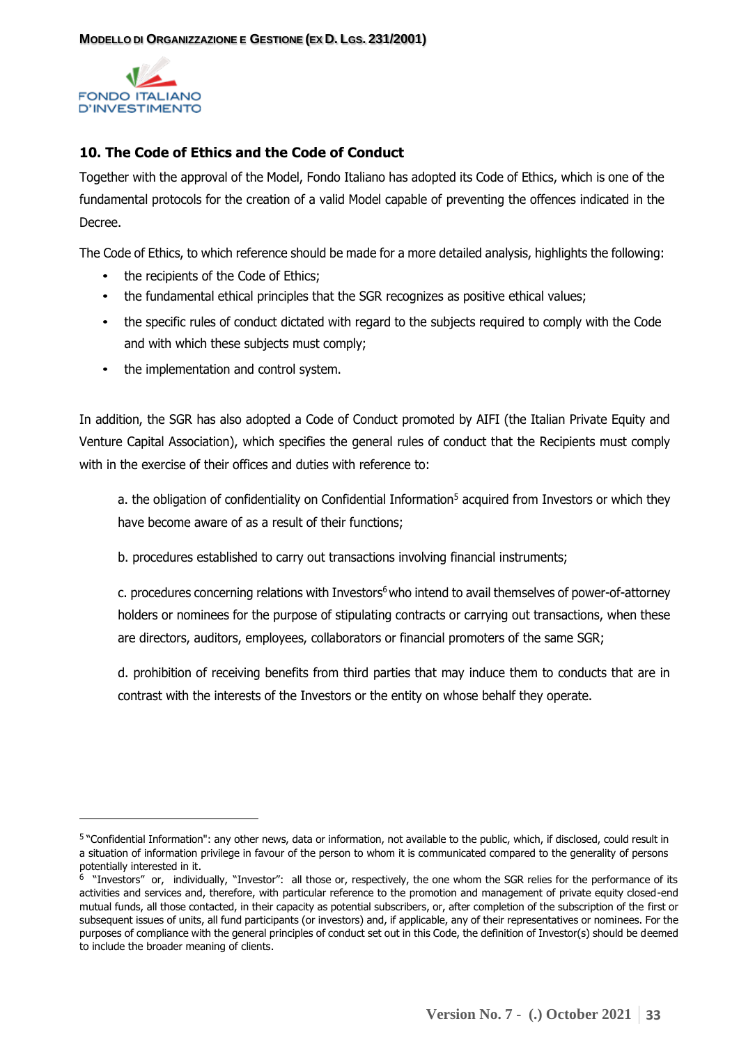## 10. The Code of Ethics and the Code of Conduct

Together with the approval of the Model, Fondo Italiano has adopted its Code of Ethics, which is one of the fundamental protocols for the creation of a valid Model capable of preventing the offences indicated in the Decree.

The Code of Ethics, to which reference should be made for a more detailed analysis, highlights the following:

- the recipients of the Code of Ethics;
- the fundamental ethical principles that the SGR recognizes as positive ethical values;
- the specific rules of conduct dictated with regard to the subjects required to comply with the Code and with which these subjects must comply;
- the implementation and control system.

In addition, the SGR has also adopted a Code of Conduct promoted by AIFI (the Italian Private Equity and Venture Capital Association), which specifies the general rules of conduct that the Recipients must comply with in the exercise of their offices and duties with reference to:

a. the obligation of confidentiality on Confidential Information[5] acquired from Investors or which they have become aware of as a result of their functions;

b. procedures established to carry out transactions involving financial instruments;

c. procedures concerning relations with Investors[6] who intend to avail themselves of power-of-attorney holders or nominees for the purpose of stipulating contracts or carrying out transactions, when these are directors, auditors, employees, collaborators or financial promoters of the same SGR;

d. prohibition of receiving benefits from third parties that may induce them to conducts that are in contrast with the interests of the Investors or the entity on whose behalf they operate.

---

[5] "Confidential Information": any other news, data or information, not available to the public, which, if disclosed, could result in a situation of information privilege in favour of the person to whom it is communicated compared to the generality of persons potentially interested in it.

[6] "Investors" or, individually, "Investor": all those or, respectively, the one whom the SGR relies for the performance of its activities and services and, therefore, with particular reference to the promotion and management of private equity closed-end mutual funds, all those contacted, in their capacity as potential subscribers, or, after completion of the subscription of the first or subsequent issues of units, all fund participants (or investors) and, if applicable, any of their representatives or nominees. For the purposes of compliance with the general principles of conduct set out in this Code, the definition of Investor(s) should be deemed to include the broader meaning of clients.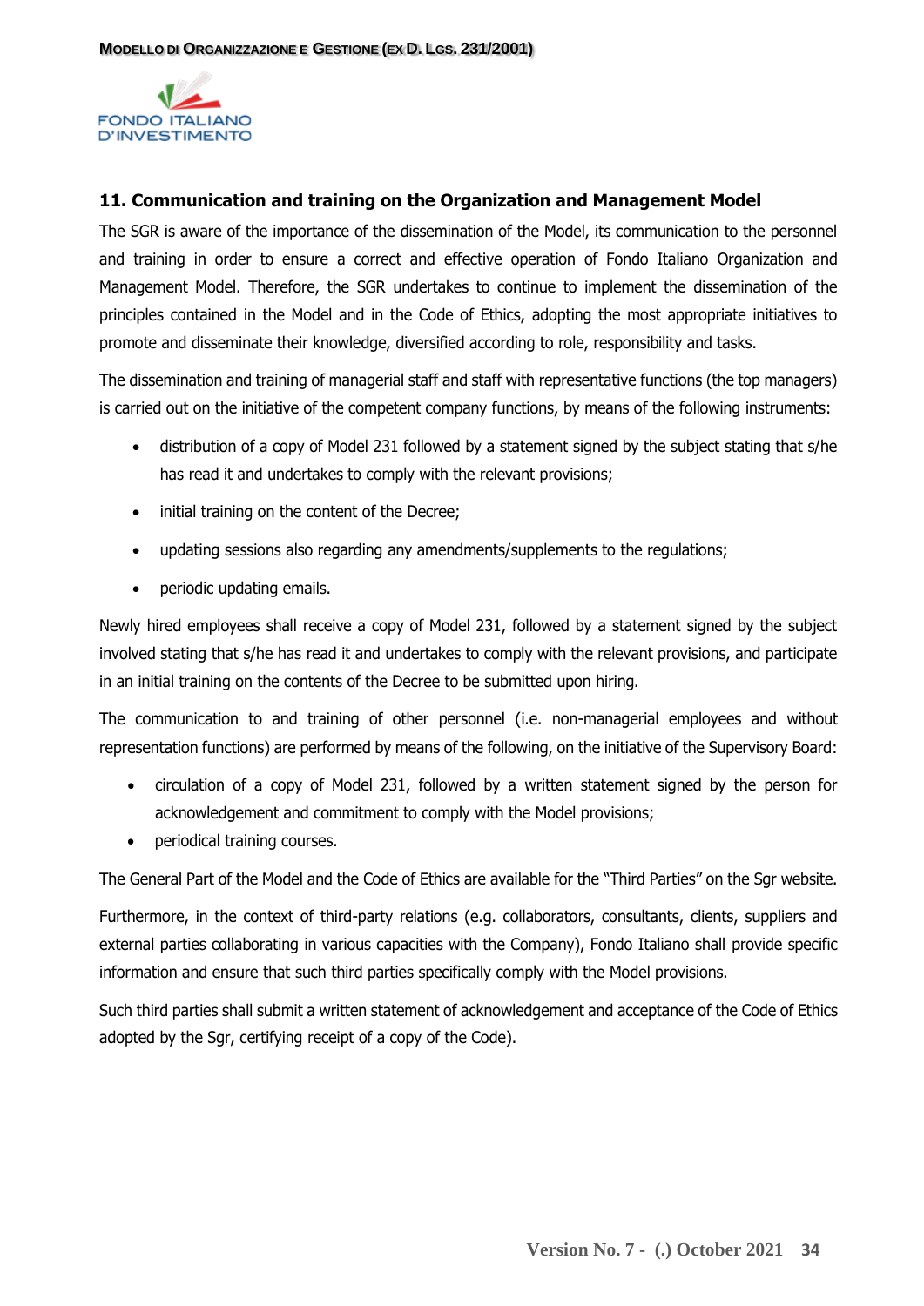## 11. Communication and training on the Organization and Management Model

The SGR is aware of the importance of the dissemination of the Model, its communication to the personnel and training in order to ensure a correct and effective operation of Fondo Italiano Organization and Management Model. Therefore, the SGR undertakes to continue to implement the dissemination of the principles contained in the Model and in the Code of Ethics, adopting the most appropriate initiatives to promote and disseminate their knowledge, diversified according to role, responsibility and tasks.

The dissemination and training of managerial staff and staff with representative functions (the top managers) is carried out on the initiative of the competent company functions, by means of the following instruments:

- distribution of a copy of Model 231 followed by a statement signed by the subject stating that s/he has read it and undertakes to comply with the relevant provisions;
- initial training on the content of the Decree;
- updating sessions also regarding any amendments/supplements to the regulations;
- periodic updating emails.

Newly hired employees shall receive a copy of Model 231, followed by a statement signed by the subject involved stating that s/he has read it and undertakes to comply with the relevant provisions, and participate in an initial training on the contents of the Decree to be submitted upon hiring.

The communication to and training of other personnel (i.e. non-managerial employees and without representation functions) are performed by means of the following, on the initiative of the Supervisory Board:

- circulation of a copy of Model 231, followed by a written statement signed by the person for acknowledgement and commitment to comply with the Model provisions;
- periodical training courses.

The General Part of the Model and the Code of Ethics are available for the "Third Parties" on the Sgr website.

Furthermore, in the context of third-party relations (e.g. collaborators, consultants, clients, suppliers and external parties collaborating in various capacities with the Company), Fondo Italiano shall provide specific information and ensure that such third parties specifically comply with the Model provisions.

Such third parties shall submit a written statement of acknowledgement and acceptance of the Code of Ethics adopted by the Sgr, certifying receipt of a copy of the Code).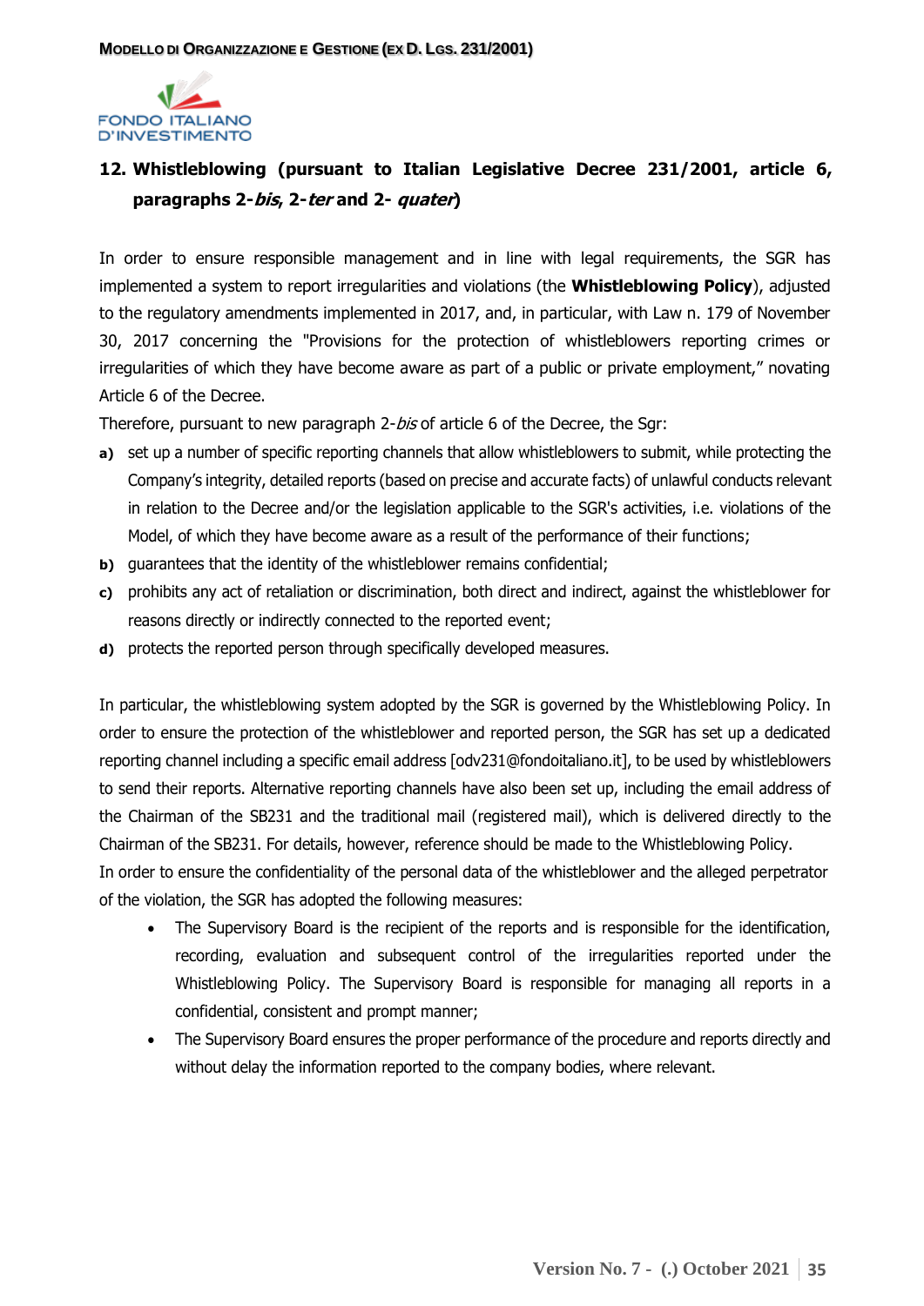## 12. Whistleblowing (pursuant to Italian Legislative Decree 231/2001, article 6, paragraphs 2-*bis*, 2-*ter* and 2- *quater*)

In order to ensure responsible management and in line with legal requirements, the SGR has implemented a system to report irregularities and violations (the **Whistleblowing Policy**), adjusted to the regulatory amendments implemented in 2017, and, in particular, with Law n. 179 of November 30, 2017 concerning the "Provisions for the protection of whistleblowers reporting crimes or irregularities of which they have become aware as part of a public or private employment," novating Article 6 of the Decree.

Therefore, pursuant to new paragraph 2-*bis* of article 6 of the Decree, the Sgr:

- **a)** set up a number of specific reporting channels that allow whistleblowers to submit, while protecting the Company's integrity, detailed reports (based on precise and accurate facts) of unlawful conducts relevant in relation to the Decree and/or the legislation applicable to the SGR's activities, i.e. violations of the Model, of which they have become aware as a result of the performance of their functions;
- **b)** guarantees that the identity of the whistleblower remains confidential;
- **c)** prohibits any act of retaliation or discrimination, both direct and indirect, against the whistleblower for reasons directly or indirectly connected to the reported event;
- **d)** protects the reported person through specifically developed measures.

In particular, the whistleblowing system adopted by the SGR is governed by the Whistleblowing Policy. In order to ensure the protection of the whistleblower and reported person, the SGR has set up a dedicated reporting channel including a specific email address [odv231@fondoitaliano.it], to be used by whistleblowers to send their reports. Alternative reporting channels have also been set up, including the email address of the Chairman of the SB231 and the traditional mail (registered mail), which is delivered directly to the Chairman of the SB231. For details, however, reference should be made to the Whistleblowing Policy.

In order to ensure the confidentiality of the personal data of the whistleblower and the alleged perpetrator of the violation, the SGR has adopted the following measures:

- The Supervisory Board is the recipient of the reports and is responsible for the identification, recording, evaluation and subsequent control of the irregularities reported under the Whistleblowing Policy. The Supervisory Board is responsible for managing all reports in a confidential, consistent and prompt manner;
- The Supervisory Board ensures the proper performance of the procedure and reports directly and without delay the information reported to the company bodies, where relevant.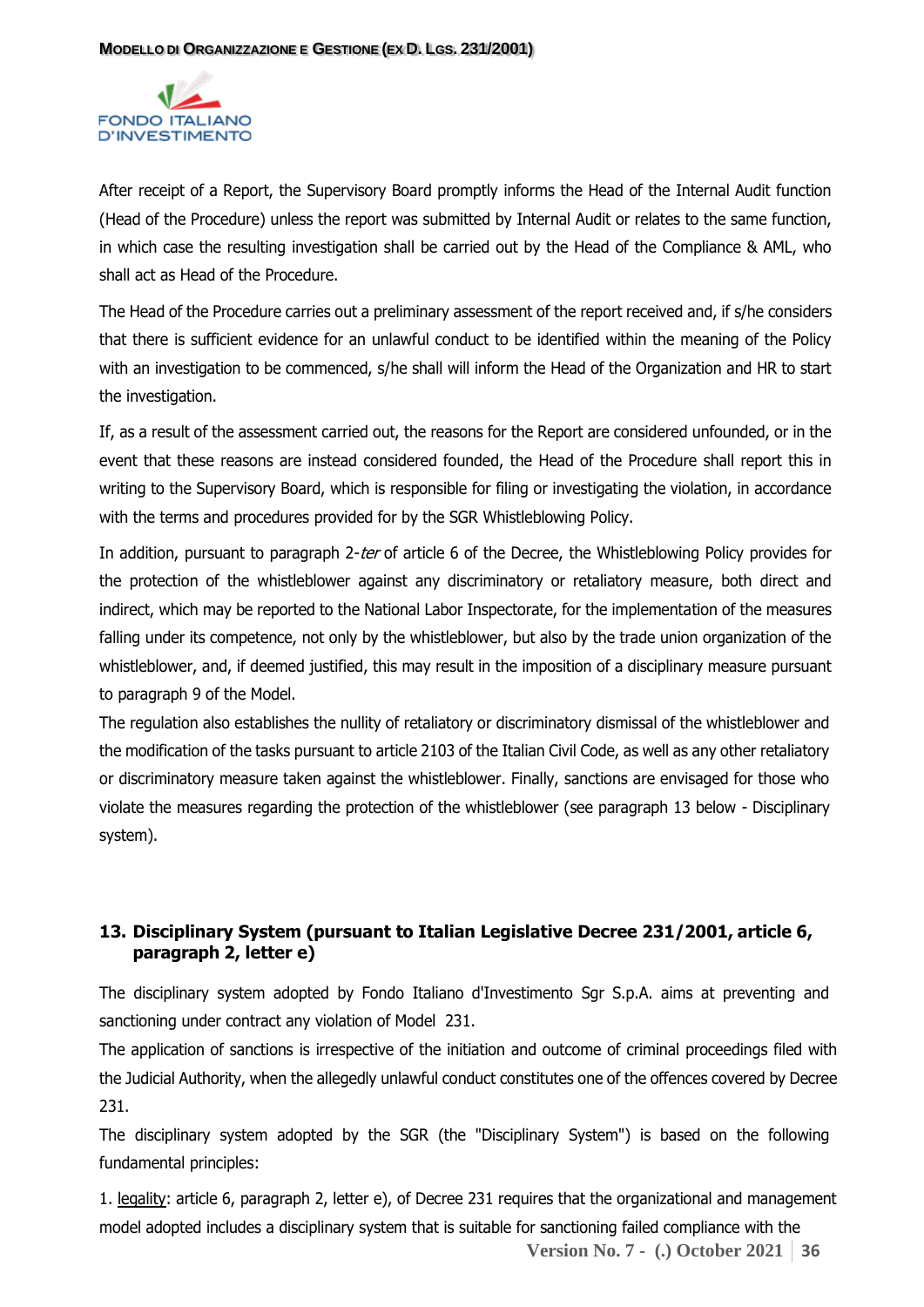After receipt of a Report, the Supervisory Board promptly informs the Head of the Internal Audit function (Head of the Procedure) unless the report was submitted by Internal Audit or relates to the same function, in which case the resulting investigation shall be carried out by the Head of the Compliance & AML, who shall act as Head of the Procedure.

The Head of the Procedure carries out a preliminary assessment of the report received and, if s/he considers that there is sufficient evidence for an unlawful conduct to be identified within the meaning of the Policy with an investigation to be commenced, s/he shall will inform the Head of the Organization and HR to start the investigation.

If, as a result of the assessment carried out, the reasons for the Report are considered unfounded, or in the event that these reasons are instead considered founded, the Head of the Procedure shall report this in writing to the Supervisory Board, which is responsible for filing or investigating the violation, in accordance with the terms and procedures provided for by the SGR Whistleblowing Policy.

In addition, pursuant to paragraph 2-*ter* of article 6 of the Decree, the Whistleblowing Policy provides for the protection of the whistleblower against any discriminatory or retaliatory measure, both direct and indirect, which may be reported to the National Labor Inspectorate, for the implementation of the measures falling under its competence, not only by the whistleblower, but also by the trade union organization of the whistleblower, and, if deemed justified, this may result in the imposition of a disciplinary measure pursuant to paragraph 9 of the Model.

The regulation also establishes the nullity of retaliatory or discriminatory dismissal of the whistleblower and the modification of the tasks pursuant to article 2103 of the Italian Civil Code, as well as any other retaliatory or discriminatory measure taken against the whistleblower. Finally, sanctions are envisaged for those who violate the measures regarding the protection of the whistleblower (see paragraph 13 below - Disciplinary system).

## 13. Disciplinary System (pursuant to Italian Legislative Decree 231/2001, article 6, paragraph 2, letter e)

The disciplinary system adopted by Fondo Italiano d'Investimento Sgr S.p.A. aims at preventing and sanctioning under contract any violation of Model 231.

The application of sanctions is irrespective of the initiation and outcome of criminal proceedings filed with the Judicial Authority, when the allegedly unlawful conduct constitutes one of the offences covered by Decree 231.

The disciplinary system adopted by the SGR (the "Disciplinary System") is based on the following fundamental principles:

1. <u>legality</u>: article 6, paragraph 2, letter e), of Decree 231 requires that the organizational and management model adopted includes a disciplinary system that is suitable for sanctioning failed compliance with the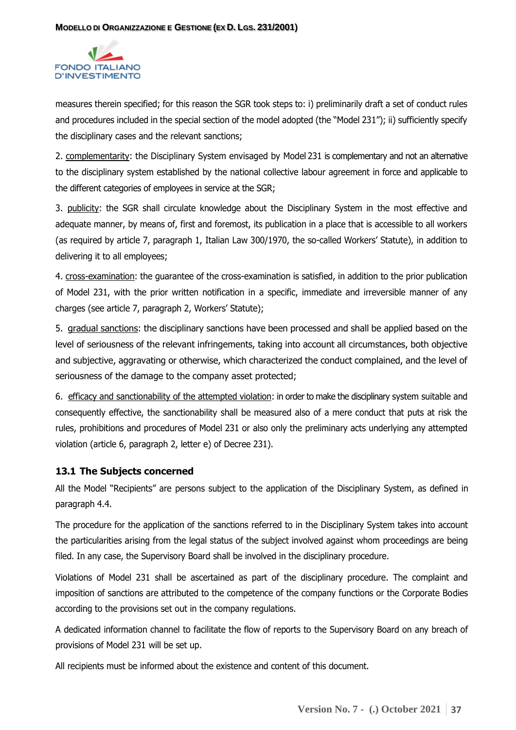measures therein specified; for this reason the SGR took steps to: i) preliminarily draft a set of conduct rules and procedures included in the special section of the model adopted (the "Model 231"); ii) sufficiently specify the disciplinary cases and the relevant sanctions;

2. complementarity: the Disciplinary System envisaged by Model 231 is complementary and not an alternative to the disciplinary system established by the national collective labour agreement in force and applicable to the different categories of employees in service at the SGR;

3. publicity: the SGR shall circulate knowledge about the Disciplinary System in the most effective and adequate manner, by means of, first and foremost, its publication in a place that is accessible to all workers (as required by article 7, paragraph 1, Italian Law 300/1970, the so-called Workers' Statute), in addition to delivering it to all employees;

4. cross-examination: the guarantee of the cross-examination is satisfied, in addition to the prior publication of Model 231, with the prior written notification in a specific, immediate and irreversible manner of any charges (see article 7, paragraph 2, Workers' Statute);

5. gradual sanctions: the disciplinary sanctions have been processed and shall be applied based on the level of seriousness of the relevant infringements, taking into account all circumstances, both objective and subjective, aggravating or otherwise, which characterized the conduct complained, and the level of seriousness of the damage to the company asset protected;

6. efficacy and sanctionability of the attempted violation: in order to make the disciplinary system suitable and consequently effective, the sanctionability shall be measured also of a mere conduct that puts at risk the rules, prohibitions and procedures of Model 231 or also only the preliminary acts underlying any attempted violation (article 6, paragraph 2, letter e) of Decree 231).

### 13.1 The Subjects concerned

All the Model "Recipients" are persons subject to the application of the Disciplinary System, as defined in paragraph 4.4.

The procedure for the application of the sanctions referred to in the Disciplinary System takes into account the particularities arising from the legal status of the subject involved against whom proceedings are being filed. In any case, the Supervisory Board shall be involved in the disciplinary procedure.

Violations of Model 231 shall be ascertained as part of the disciplinary procedure. The complaint and imposition of sanctions are attributed to the competence of the company functions or the Corporate Bodies according to the provisions set out in the company regulations.

A dedicated information channel to facilitate the flow of reports to the Supervisory Board on any breach of provisions of Model 231 will be set up.

All recipients must be informed about the existence and content of this document.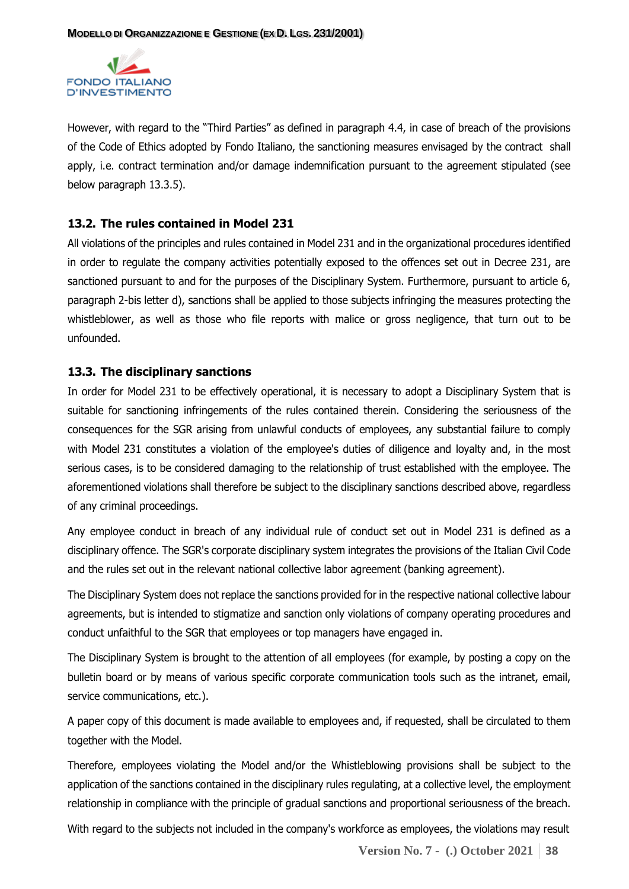However, with regard to the "Third Parties" as defined in paragraph 4.4, in case of breach of the provisions of the Code of Ethics adopted by Fondo Italiano, the sanctioning measures envisaged by the contract shall apply, i.e. contract termination and/or damage indemnification pursuant to the agreement stipulated (see below paragraph 13.3.5).

### 13.2. The rules contained in Model 231

All violations of the principles and rules contained in Model 231 and in the organizational procedures identified in order to regulate the company activities potentially exposed to the offences set out in Decree 231, are sanctioned pursuant to and for the purposes of the Disciplinary System. Furthermore, pursuant to article 6, paragraph 2-bis letter d), sanctions shall be applied to those subjects infringing the measures protecting the whistleblower, as well as those who file reports with malice or gross negligence, that turn out to be unfounded.

### 13.3. The disciplinary sanctions

In order for Model 231 to be effectively operational, it is necessary to adopt a Disciplinary System that is suitable for sanctioning infringements of the rules contained therein. Considering the seriousness of the consequences for the SGR arising from unlawful conducts of employees, any substantial failure to comply with Model 231 constitutes a violation of the employee's duties of diligence and loyalty and, in the most serious cases, is to be considered damaging to the relationship of trust established with the employee. The aforementioned violations shall therefore be subject to the disciplinary sanctions described above, regardless of any criminal proceedings.

Any employee conduct in breach of any individual rule of conduct set out in Model 231 is defined as a disciplinary offence. The SGR's corporate disciplinary system integrates the provisions of the Italian Civil Code and the rules set out in the relevant national collective labor agreement (banking agreement).

The Disciplinary System does not replace the sanctions provided for in the respective national collective labour agreements, but is intended to stigmatize and sanction only violations of company operating procedures and conduct unfaithful to the SGR that employees or top managers have engaged in.

The Disciplinary System is brought to the attention of all employees (for example, by posting a copy on the bulletin board or by means of various specific corporate communication tools such as the intranet, email, service communications, etc.).

A paper copy of this document is made available to employees and, if requested, shall be circulated to them together with the Model.

Therefore, employees violating the Model and/or the Whistleblowing provisions shall be subject to the application of the sanctions contained in the disciplinary rules regulating, at a collective level, the employment relationship in compliance with the principle of gradual sanctions and proportional seriousness of the breach.

With regard to the subjects not included in the company's workforce as employees, the violations may result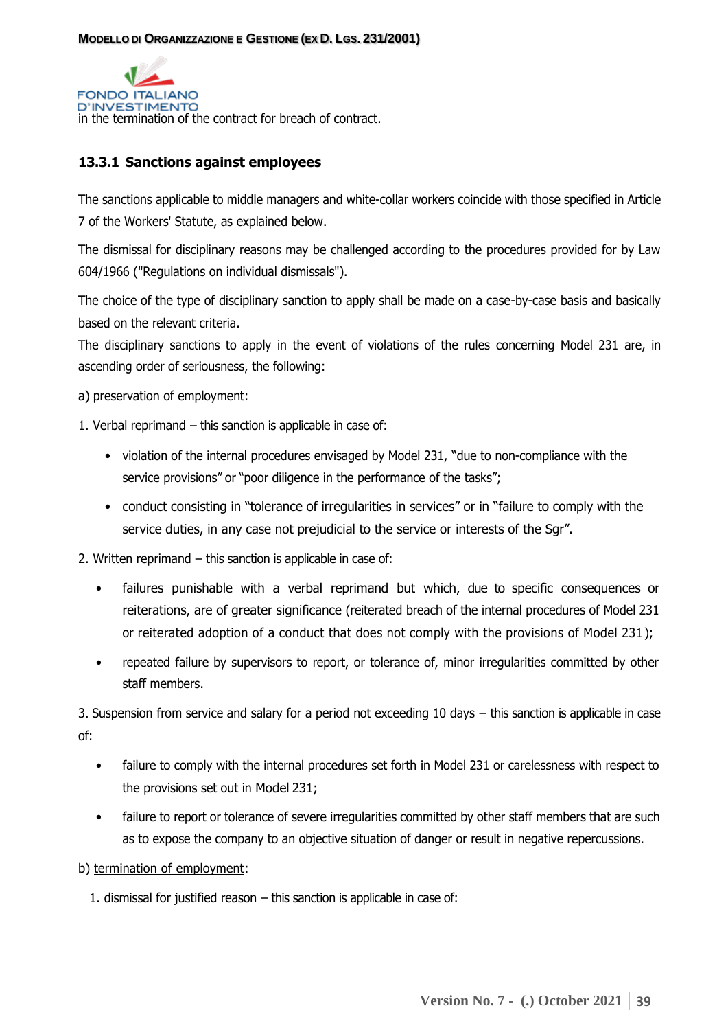in the termination of the contract for breach of contract.

### 13.3.1 Sanctions against employees

The sanctions applicable to middle managers and white-collar workers coincide with those specified in Article 7 of the Workers' Statute, as explained below.

The dismissal for disciplinary reasons may be challenged according to the procedures provided for by Law 604/1966 ("Regulations on individual dismissals").

The choice of the type of disciplinary sanction to apply shall be made on a case-by-case basis and basically based on the relevant criteria.

The disciplinary sanctions to apply in the event of violations of the rules concerning Model 231 are, in ascending order of seriousness, the following:

a) preservation of employment:

1. Verbal reprimand – this sanction is applicable in case of:

   - violation of the internal procedures envisaged by Model 231, "due to non-compliance with the service provisions" or "poor diligence in the performance of the tasks";
   - conduct consisting in "tolerance of irregularities in services" or in "failure to comply with the service duties, in any case not prejudicial to the service or interests of the Sgr".

2. Written reprimand – this sanction is applicable in case of:

   - failures punishable with a verbal reprimand but which, due to specific consequences or reiterations, are of greater significance (reiterated breach of the internal procedures of Model 231 or reiterated adoption of a conduct that does not comply with the provisions of Model 231);
   - repeated failure by supervisors to report, or tolerance of, minor irregularities committed by other staff members.

3. Suspension from service and salary for a period not exceeding 10 days – this sanction is applicable in case of:

   - failure to comply with the internal procedures set forth in Model 231 or carelessness with respect to the provisions set out in Model 231;
   - failure to report or tolerance of severe irregularities committed by other staff members that are such as to expose the company to an objective situation of danger or result in negative repercussions.

b) termination of employment:

1. dismissal for justified reason – this sanction is applicable in case of: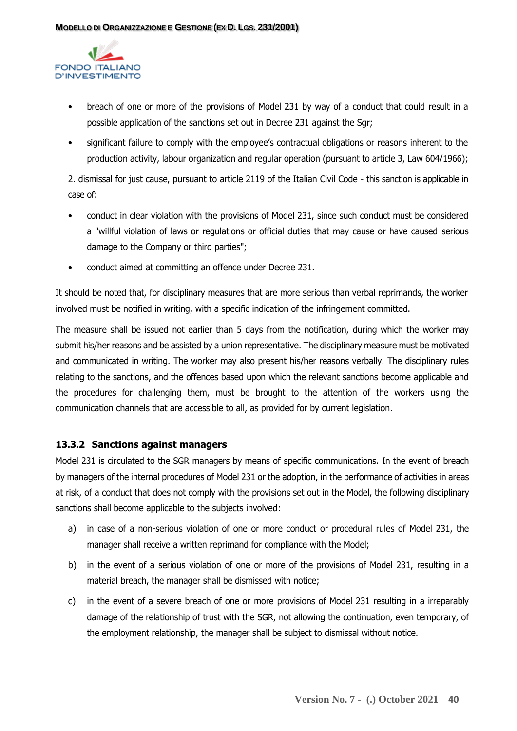- breach of one or more of the provisions of Model 231 by way of a conduct that could result in a possible application of the sanctions set out in Decree 231 against the Sgr;
- significant failure to comply with the employee's contractual obligations or reasons inherent to the production activity, labour organization and regular operation (pursuant to article 3, Law 604/1966);

2. dismissal for just cause, pursuant to article 2119 of the Italian Civil Code - this sanction is applicable in case of:

- conduct in clear violation with the provisions of Model 231, since such conduct must be considered a "willful violation of laws or regulations or official duties that may cause or have caused serious damage to the Company or third parties";
- conduct aimed at committing an offence under Decree 231.

It should be noted that, for disciplinary measures that are more serious than verbal reprimands, the worker involved must be notified in writing, with a specific indication of the infringement committed.

The measure shall be issued not earlier than 5 days from the notification, during which the worker may submit his/her reasons and be assisted by a union representative. The disciplinary measure must be motivated and communicated in writing. The worker may also present his/her reasons verbally. The disciplinary rules relating to the sanctions, and the offences based upon which the relevant sanctions become applicable and the procedures for challenging them, must be brought to the attention of the workers using the communication channels that are accessible to all, as provided for by current legislation.

### 13.3.2 Sanctions against managers

Model 231 is circulated to the SGR managers by means of specific communications. In the event of breach by managers of the internal procedures of Model 231 or the adoption, in the performance of activities in areas at risk, of a conduct that does not comply with the provisions set out in the Model, the following disciplinary sanctions shall become applicable to the subjects involved:

a) in case of a non-serious violation of one or more conduct or procedural rules of Model 231, the manager shall receive a written reprimand for compliance with the Model;

b) in the event of a serious violation of one or more of the provisions of Model 231, resulting in a material breach, the manager shall be dismissed with notice;

c) in the event of a severe breach of one or more provisions of Model 231 resulting in a irreparably damage of the relationship of trust with the SGR, not allowing the continuation, even temporary, of the employment relationship, the manager shall be subject to dismissal without notice.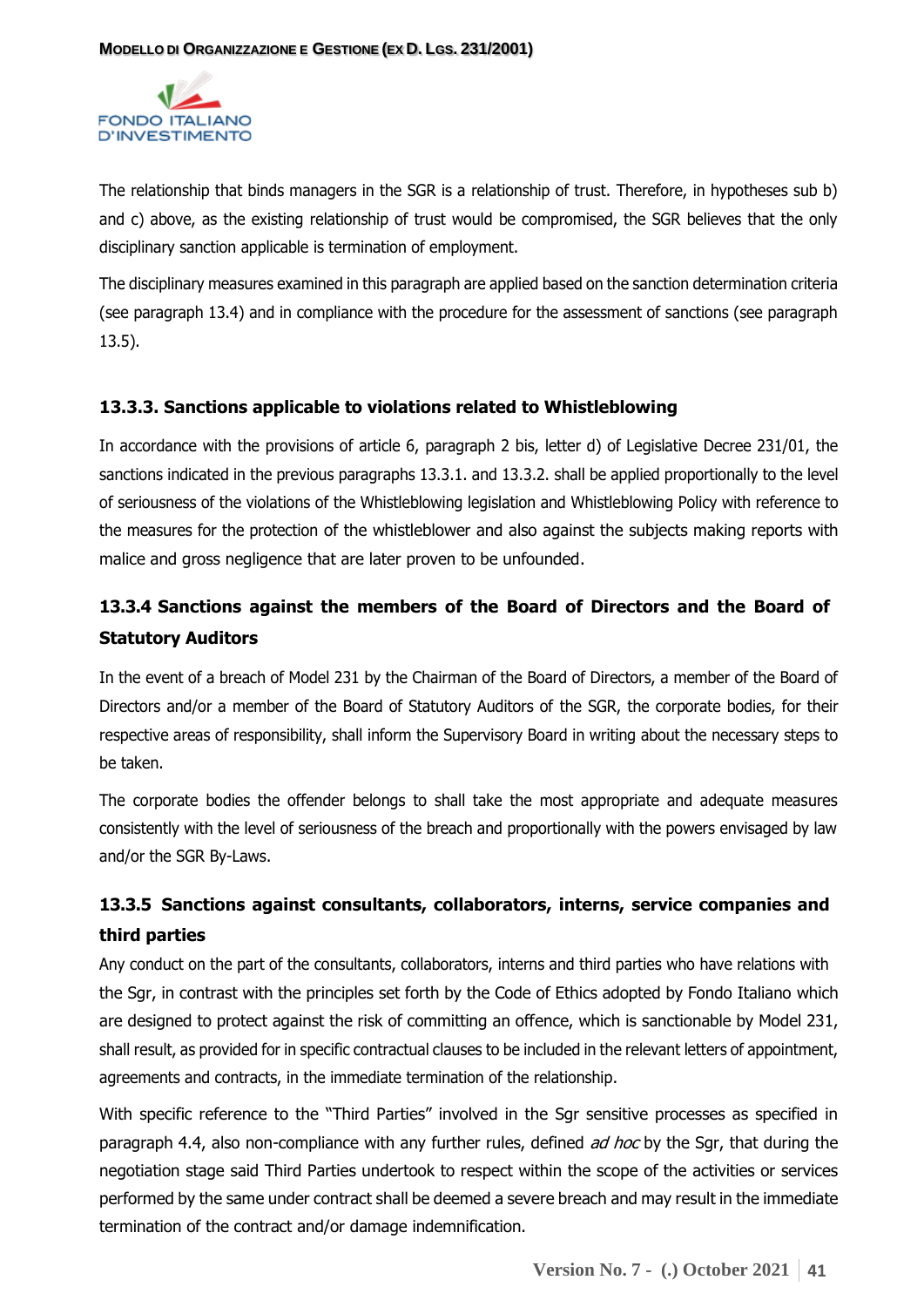The relationship that binds managers in the SGR is a relationship of trust. Therefore, in hypotheses sub b) and c) above, as the existing relationship of trust would be compromised, the SGR believes that the only disciplinary sanction applicable is termination of employment.

The disciplinary measures examined in this paragraph are applied based on the sanction determination criteria (see paragraph 13.4) and in compliance with the procedure for the assessment of sanctions (see paragraph 13.5).

### 13.3.3. Sanctions applicable to violations related to Whistleblowing

In accordance with the provisions of article 6, paragraph 2 bis, letter d) of Legislative Decree 231/01, the sanctions indicated in the previous paragraphs 13.3.1. and 13.3.2. shall be applied proportionally to the level of seriousness of the violations of the Whistleblowing legislation and Whistleblowing Policy with reference to the measures for the protection of the whistleblower and also against the subjects making reports with malice and gross negligence that are later proven to be unfounded.

### 13.3.4 Sanctions against the members of the Board of Directors and the Board of Statutory Auditors

In the event of a breach of Model 231 by the Chairman of the Board of Directors, a member of the Board of Directors and/or a member of the Board of Statutory Auditors of the SGR, the corporate bodies, for their respective areas of responsibility, shall inform the Supervisory Board in writing about the necessary steps to be taken.

The corporate bodies the offender belongs to shall take the most appropriate and adequate measures consistently with the level of seriousness of the breach and proportionally with the powers envisaged by law and/or the SGR By-Laws.

### 13.3.5 Sanctions against consultants, collaborators, interns, service companies and third parties

Any conduct on the part of the consultants, collaborators, interns and third parties who have relations with the Sgr, in contrast with the principles set forth by the Code of Ethics adopted by Fondo Italiano which are designed to protect against the risk of committing an offence, which is sanctionable by Model 231, shall result, as provided for in specific contractual clauses to be included in the relevant letters of appointment, agreements and contracts, in the immediate termination of the relationship.

With specific reference to the "Third Parties" involved in the Sgr sensitive processes as specified in paragraph 4.4, also non-compliance with any further rules, defined *ad hoc* by the Sgr, that during the negotiation stage said Third Parties undertook to respect within the scope of the activities or services performed by the same under contract shall be deemed a severe breach and may result in the immediate termination of the contract and/or damage indemnification.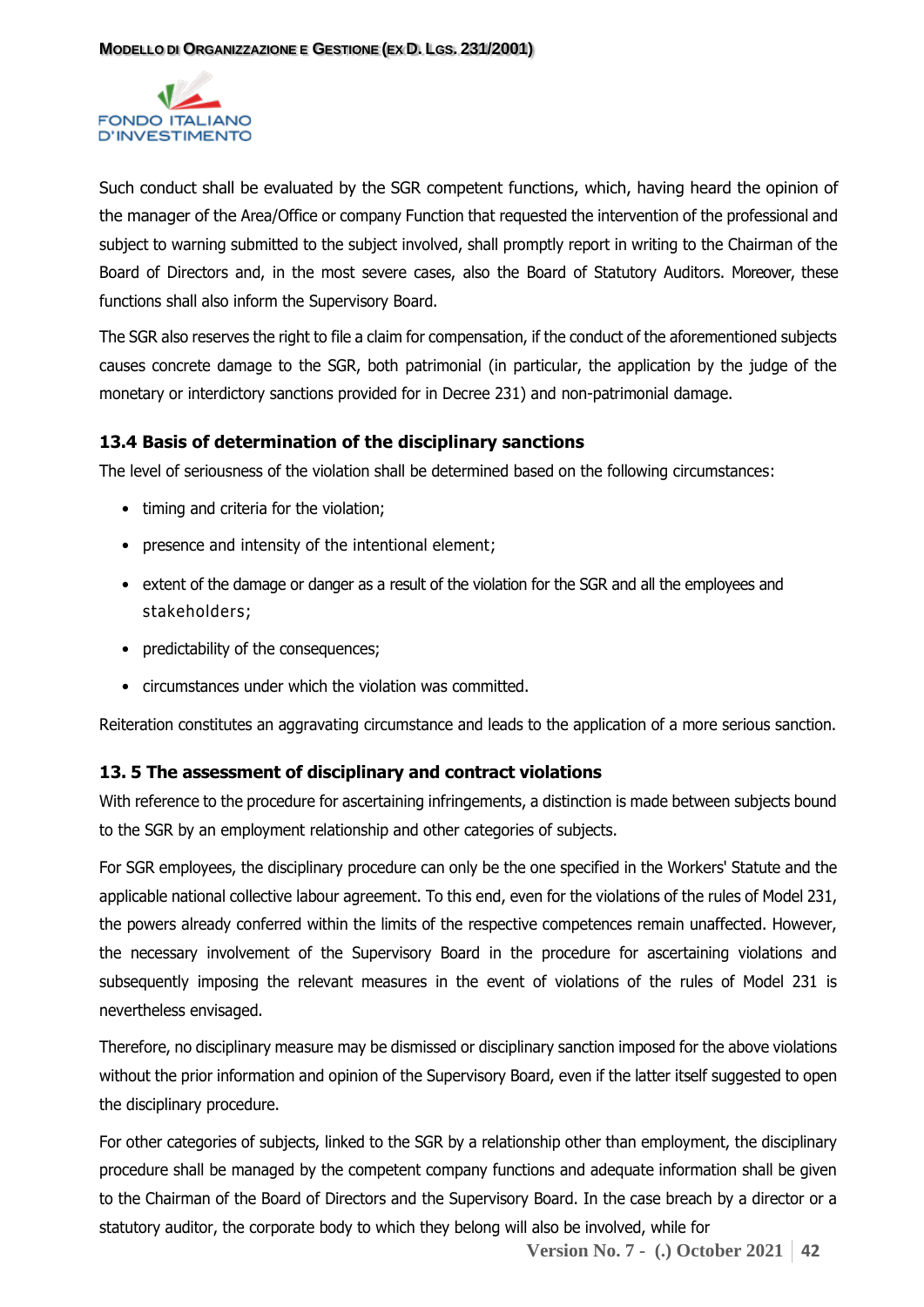Such conduct shall be evaluated by the SGR competent functions, which, having heard the opinion of the manager of the Area/Office or company Function that requested the intervention of the professional and subject to warning submitted to the subject involved, shall promptly report in writing to the Chairman of the Board of Directors and, in the most severe cases, also the Board of Statutory Auditors. Moreover, these functions shall also inform the Supervisory Board.

The SGR also reserves the right to file a claim for compensation, if the conduct of the aforementioned subjects causes concrete damage to the SGR, both patrimonial (in particular, the application by the judge of the monetary or interdictory sanctions provided for in Decree 231) and non-patrimonial damage.

### 13.4 Basis of determination of the disciplinary sanctions

The level of seriousness of the violation shall be determined based on the following circumstances:

- timing and criteria for the violation;
- presence and intensity of the intentional element;
- extent of the damage or danger as a result of the violation for the SGR and all the employees and stakeholders;
- predictability of the consequences;
- circumstances under which the violation was committed.

Reiteration constitutes an aggravating circumstance and leads to the application of a more serious sanction.

### 13. 5 The assessment of disciplinary and contract violations

With reference to the procedure for ascertaining infringements, a distinction is made between subjects bound to the SGR by an employment relationship and other categories of subjects.

For SGR employees, the disciplinary procedure can only be the one specified in the Workers' Statute and the applicable national collective labour agreement. To this end, even for the violations of the rules of Model 231, the powers already conferred within the limits of the respective competences remain unaffected. However, the necessary involvement of the Supervisory Board in the procedure for ascertaining violations and subsequently imposing the relevant measures in the event of violations of the rules of Model 231 is nevertheless envisaged.

Therefore, no disciplinary measure may be dismissed or disciplinary sanction imposed for the above violations without the prior information and opinion of the Supervisory Board, even if the latter itself suggested to open the disciplinary procedure.

For other categories of subjects, linked to the SGR by a relationship other than employment, the disciplinary procedure shall be managed by the competent company functions and adequate information shall be given to the Chairman of the Board of Directors and the Supervisory Board. In the case breach by a director or a statutory auditor, the corporate body to which they belong will also be involved, while for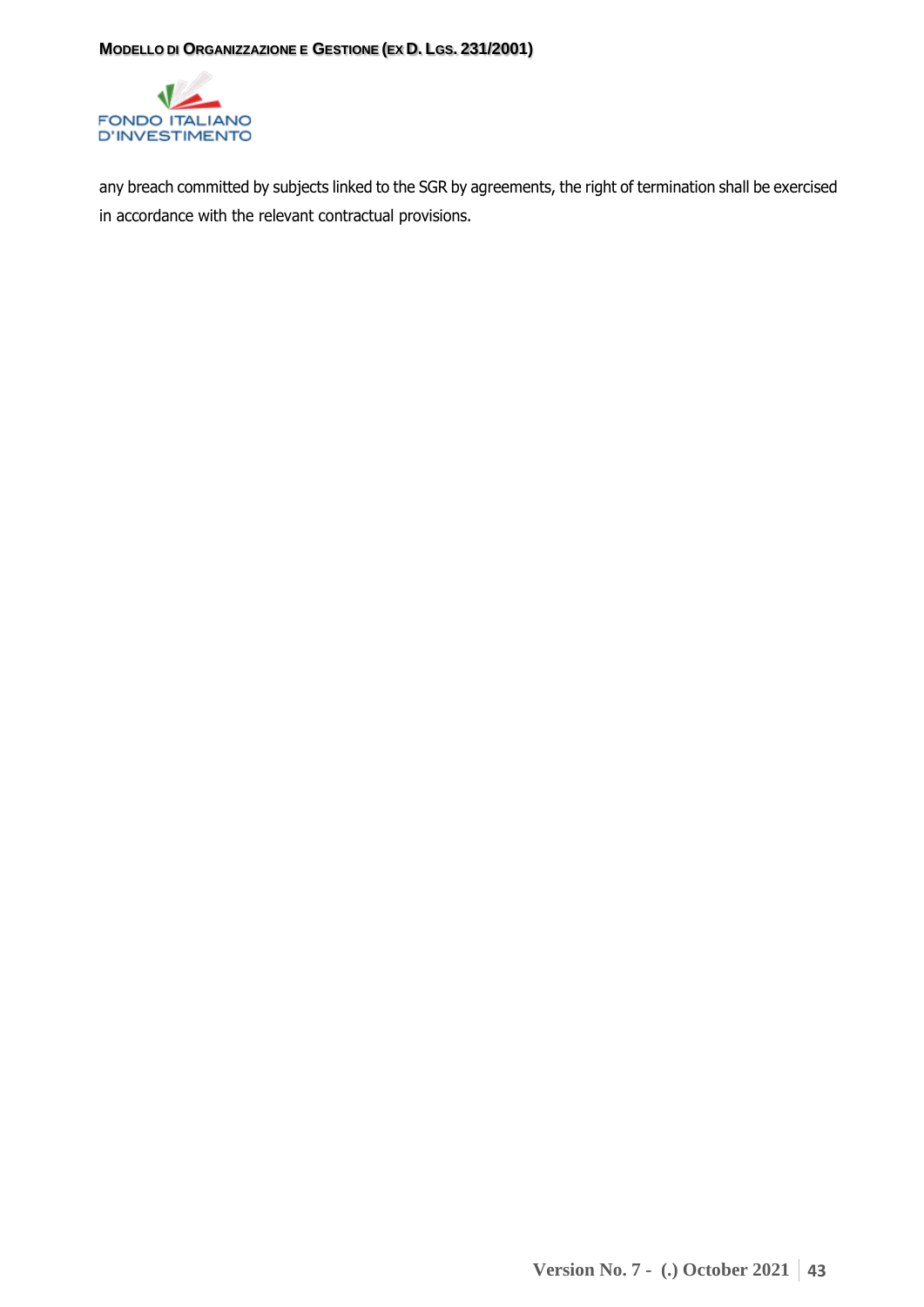any breach committed by subjects linked to the SGR by agreements, the right of termination shall be exercised in accordance with the relevant contractual provisions.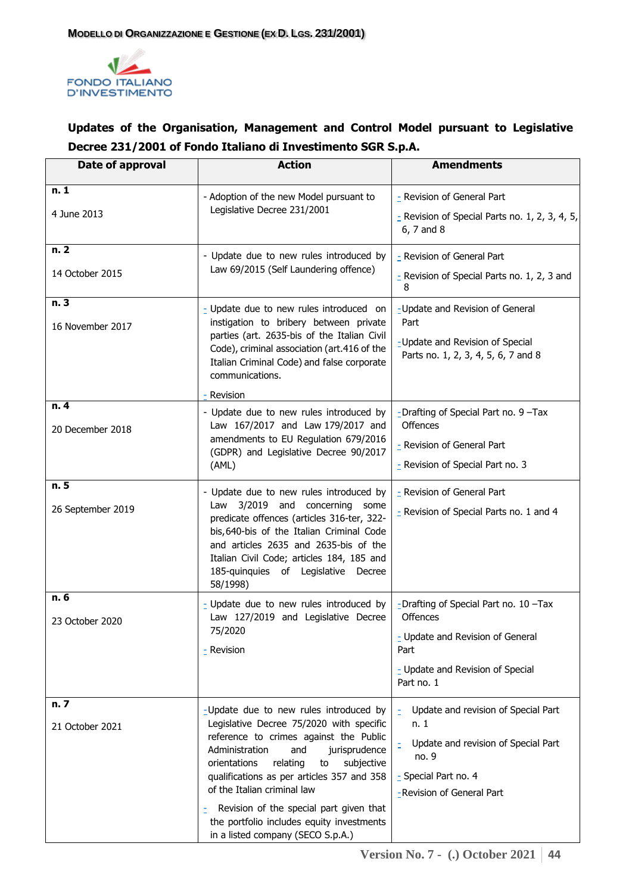**Updates of the Organisation, Management and Control Model pursuant to Legislative Decree 231/2001 of Fondo Italiano di Investimento SGR S.p.A.**

| Date of approval | Action | Amendments |
|---|---|---|
| **n. 1**<br><br>4 June 2013 | - Adoption of the new Model pursuant to Legislative Decree 231/2001 | - Revision of General Part<br><br>- Revision of Special Parts no. 1, 2, 3, 4, 5, 6, 7 and 8 |
| **n. 2**<br><br>14 October 2015 | - Update due to new rules introduced by Law 69/2015 (Self Laundering offence) | - Revision of General Part<br><br>- Revision of Special Parts no. 1, 2, 3 and 8 |
| **n. 3**<br><br>16 November 2017 | - Update due to new rules introduced on instigation to bribery between private parties (art. 2635-bis of the Italian Civil Code), criminal association (art.416 of the Italian Criminal Code) and false corporate communications.<br><br>- Revision | -Update and Revision of General Part<br><br>-Update and Revision of Special Parts no. 1, 2, 3, 4, 5, 6, 7 and 8 |
| **n. 4**<br><br>20 December 2018 | - Update due to new rules introduced by Law 167/2017 and Law 179/2017 and amendments to EU Regulation 679/2016 (GDPR) and Legislative Decree 90/2017 (AML) | -Drafting of Special Part no. 9 –Tax Offences<br><br>- Revision of General Part<br><br>- Revision of Special Part no. 3 |
| **n. 5**<br><br>26 September 2019 | - Update due to new rules introduced by Law 3/2019 and concerning some predicate offences (articles 316-ter, 322-bis,640-bis of the Italian Criminal Code and articles 2635 and 2635-bis of the Italian Civil Code; articles 184, 185 and 185-quinquies of Legislative Decree 58/1998) | - Revision of General Part<br><br>- Revision of Special Parts no. 1 and 4 |
| **n. 6**<br><br>23 October 2020 | - Update due to new rules introduced by Law 127/2019 and Legislative Decree 75/2020<br><br>- Revision | -Drafting of Special Part no. 10 –Tax Offences<br><br>- Update and Revision of General Part<br><br>- Update and Revision of Special Part no. 1 |
| **n. 7**<br><br>21 October 2021 | -Update due to new rules introduced by Legislative Decree 75/2020 with specific reference to crimes against the Public Administration and jurisprudence orientations relating to subjective qualifications as per articles 357 and 358 of the Italian criminal law<br><br>- Revision of the special part given that the portfolio includes equity investments in a listed company (SECO S.p.A.) | - Update and revision of Special Part n. 1<br><br>- Update and revision of Special Part no. 9<br><br>- Special Part no. 4<br><br>-Revision of General Part |